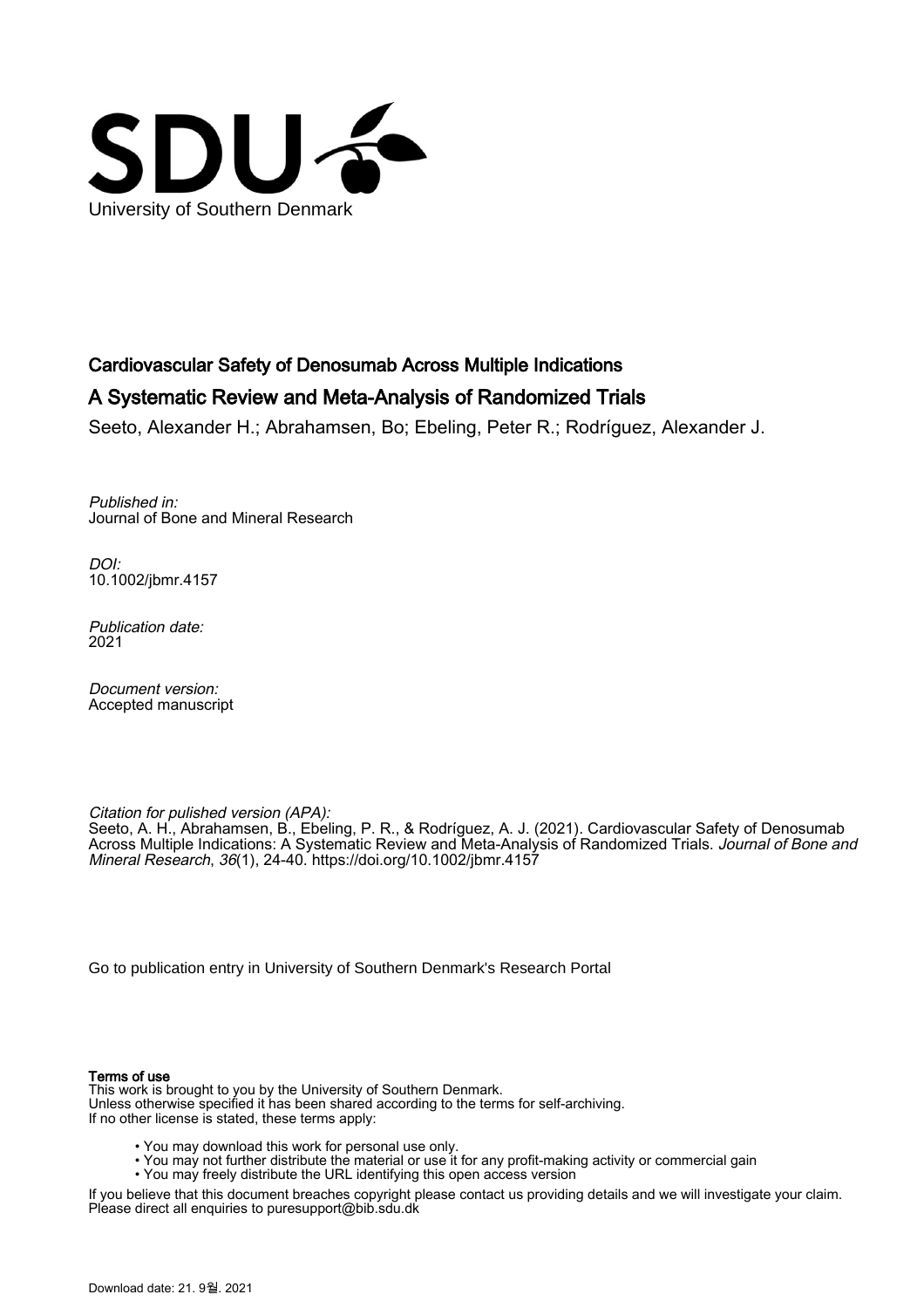University of Southern Denmark

# Cardiovascular Safety of Denosumab Across Multiple Indications

## A Systematic Review and Meta-Analysis of Randomized Trials

Seeto, Alexander H.; Abrahamsen, Bo; Ebeling, Peter R.; Rodríguez, Alexander J.

*Published in:*
Journal of Bone and Mineral Research

*DOI:*
10.1002/jbmr.4157

*Publication date:*
2021

*Document version:*
Accepted manuscript

*Citation for pulished version (APA):*
Seeto, A. H., Abrahamsen, B., Ebeling, P. R., & Rodríguez, A. J. (2021). Cardiovascular Safety of Denosumab Across Multiple Indications: A Systematic Review and Meta-Analysis of Randomized Trials. *Journal of Bone and Mineral Research*, *36*(1), 24-40. https://doi.org/10.1002/jbmr.4157

Go to publication entry in University of Southern Denmark's Research Portal

**Terms of use**

This work is brought to you by the University of Southern Denmark.
Unless otherwise specified it has been shared according to the terms for self-archiving.
If no other license is stated, these terms apply:

- You may download this work for personal use only.
- You may not further distribute the material or use it for any profit-making activity or commercial gain
- You may freely distribute the URL identifying this open access version

If you believe that this document breaches copyright please contact us providing details and we will investigate your claim.
Please direct all enquiries to puresupport@bib.sdu.dk

Download date: 21. 9월. 2021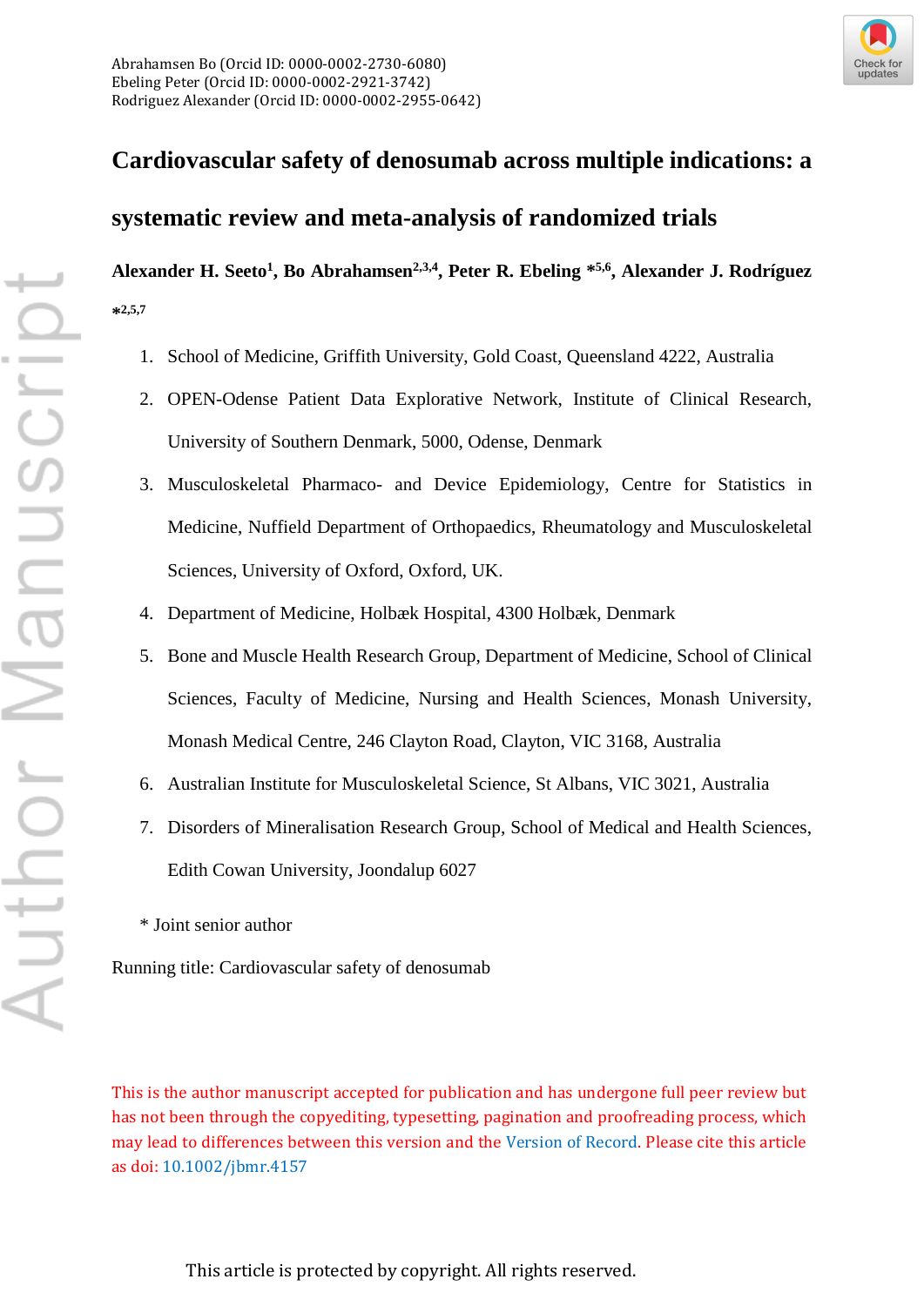Abrahamsen Bo (Orcid ID: 0000-0002-2730-6080)
Ebeling Peter (Orcid ID: 0000-0002-2921-3742)
Rodriguez Alexander (Orcid ID: 0000-0002-2955-0642)

# Cardiovascular safety of denosumab across multiple indications: a systematic review and meta-analysis of randomized trials

**Alexander H. Seeto[1], Bo Abrahamsen[2,3,4], Peter R. Ebeling *[5,6], Alexander J. Rodríguez *[2,5,7]**

1. School of Medicine, Griffith University, Gold Coast, Queensland 4222, Australia
2. OPEN-Odense Patient Data Explorative Network, Institute of Clinical Research, University of Southern Denmark, 5000, Odense, Denmark
3. Musculoskeletal Pharmaco- and Device Epidemiology, Centre for Statistics in Medicine, Nuffield Department of Orthopaedics, Rheumatology and Musculoskeletal Sciences, University of Oxford, Oxford, UK.
4. Department of Medicine, Holbæk Hospital, 4300 Holbæk, Denmark
5. Bone and Muscle Health Research Group, Department of Medicine, School of Clinical Sciences, Faculty of Medicine, Nursing and Health Sciences, Monash University, Monash Medical Centre, 246 Clayton Road, Clayton, VIC 3168, Australia
6. Australian Institute for Musculoskeletal Science, St Albans, VIC 3021, Australia
7. Disorders of Mineralisation Research Group, School of Medical and Health Sciences, Edith Cowan University, Joondalup 6027

\* Joint senior author

Running title: Cardiovascular safety of denosumab

This is the author manuscript accepted for publication and has undergone full peer review but has not been through the copyediting, typesetting, pagination and proofreading process, which may lead to differences between this version and the Version of Record. Please cite this article as doi: 10.1002/jbmr.4157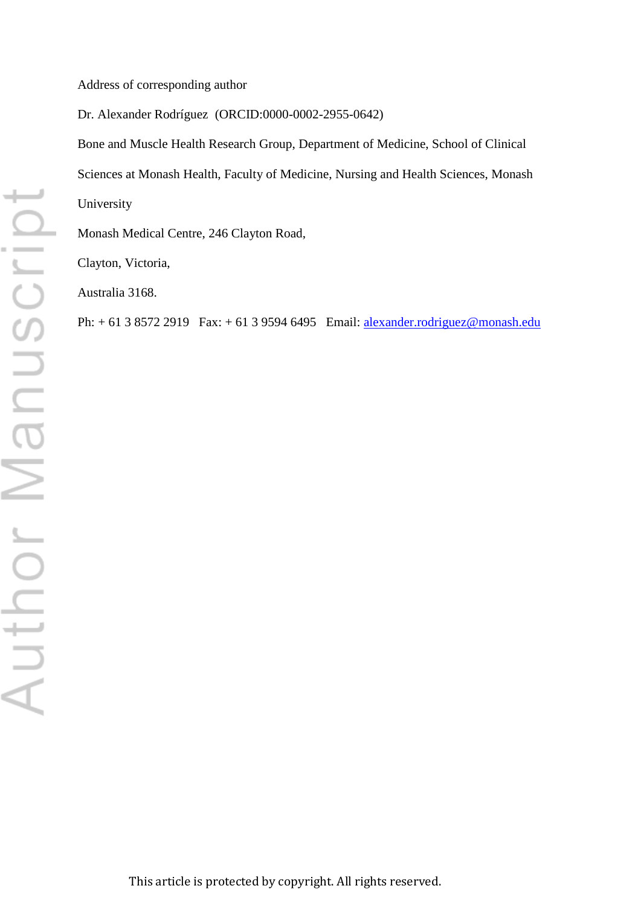Address of corresponding author

Dr. Alexander Rodríguez (ORCID:0000-0002-2955-0642)

Bone and Muscle Health Research Group, Department of Medicine, School of Clinical Sciences at Monash Health, Faculty of Medicine, Nursing and Health Sciences, Monash University

Monash Medical Centre, 246 Clayton Road,

Clayton, Victoria,

Australia 3168.

Ph: + 61 3 8572 2919 Fax: + 61 3 9594 6495 Email: alexander.rodriguez@monash.edu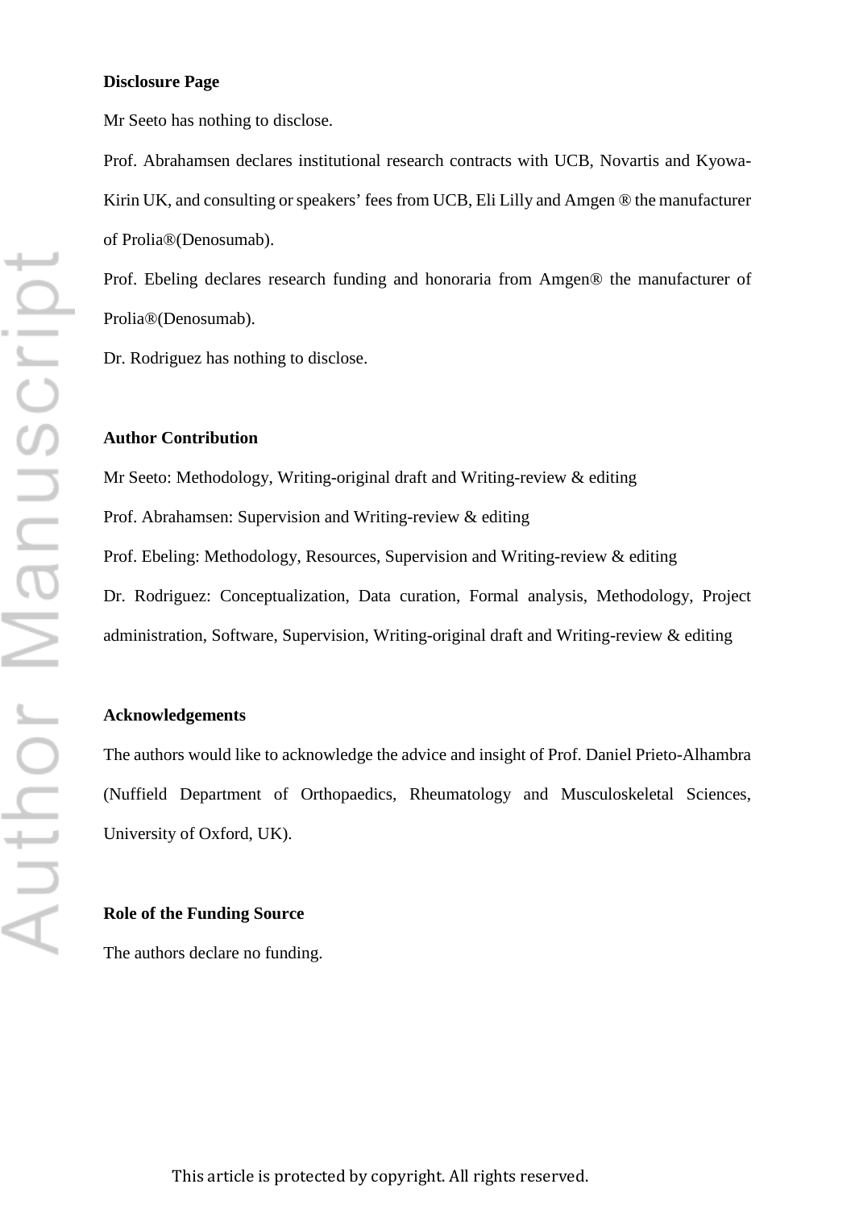**Disclosure Page**

Mr Seeto has nothing to disclose.

Prof. Abrahamsen declares institutional research contracts with UCB, Novartis and Kyowa-Kirin UK, and consulting or speakers' fees from UCB, Eli Lilly and Amgen ® the manufacturer of Prolia®(Denosumab).

Prof. Ebeling declares research funding and honoraria from Amgen® the manufacturer of Prolia®(Denosumab).

Dr. Rodriguez has nothing to disclose.

**Author Contribution**

Mr Seeto: Methodology, Writing-original draft and Writing-review & editing

Prof. Abrahamsen: Supervision and Writing-review & editing

Prof. Ebeling: Methodology, Resources, Supervision and Writing-review & editing

Dr. Rodriguez: Conceptualization, Data curation, Formal analysis, Methodology, Project administration, Software, Supervision, Writing-original draft and Writing-review & editing

**Acknowledgements**

The authors would like to acknowledge the advice and insight of Prof. Daniel Prieto-Alhambra (Nuffield Department of Orthopaedics, Rheumatology and Musculoskeletal Sciences, University of Oxford, UK).

**Role of the Funding Source**

The authors declare no funding.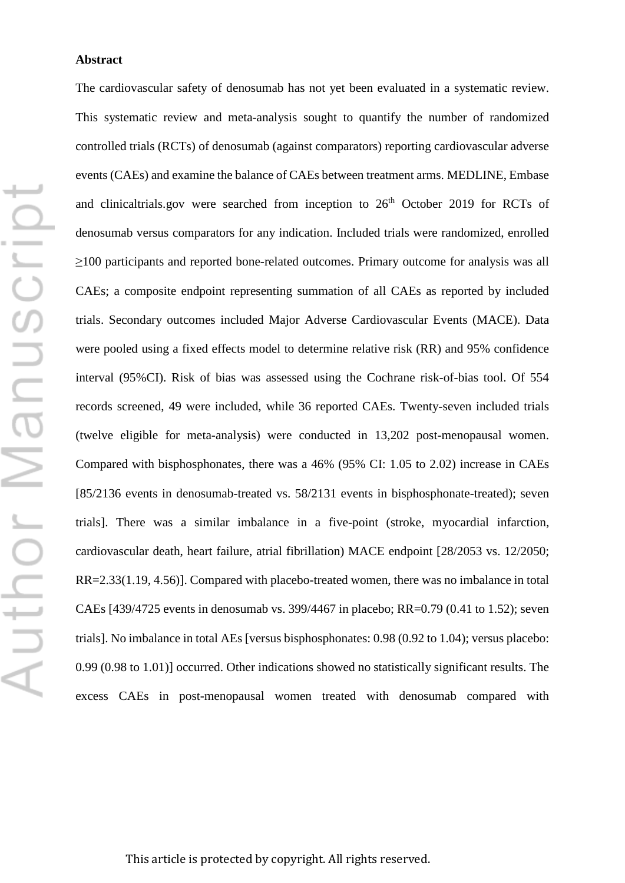**Abstract**

The cardiovascular safety of denosumab has not yet been evaluated in a systematic review. This systematic review and meta-analysis sought to quantify the number of randomized controlled trials (RCTs) of denosumab (against comparators) reporting cardiovascular adverse events (CAEs) and examine the balance of CAEs between treatment arms. MEDLINE, Embase and clinicaltrials.gov were searched from inception to 26th October 2019 for RCTs of denosumab versus comparators for any indication. Included trials were randomized, enrolled ≥100 participants and reported bone-related outcomes. Primary outcome for analysis was all CAEs; a composite endpoint representing summation of all CAEs as reported by included trials. Secondary outcomes included Major Adverse Cardiovascular Events (MACE). Data were pooled using a fixed effects model to determine relative risk (RR) and 95% confidence interval (95%CI). Risk of bias was assessed using the Cochrane risk-of-bias tool. Of 554 records screened, 49 were included, while 36 reported CAEs. Twenty-seven included trials (twelve eligible for meta-analysis) were conducted in 13,202 post-menopausal women. Compared with bisphosphonates, there was a 46% (95% CI: 1.05 to 2.02) increase in CAEs [85/2136 events in denosumab-treated vs. 58/2131 events in bisphosphonate-treated); seven trials]. There was a similar imbalance in a five-point (stroke, myocardial infarction, cardiovascular death, heart failure, atrial fibrillation) MACE endpoint [28/2053 vs. 12/2050; RR=2.33(1.19, 4.56)]. Compared with placebo-treated women, there was no imbalance in total CAEs [439/4725 events in denosumab vs. 399/4467 in placebo; RR=0.79 (0.41 to 1.52); seven trials]. No imbalance in total AEs [versus bisphosphonates: 0.98 (0.92 to 1.04); versus placebo: 0.99 (0.98 to 1.01)] occurred. Other indications showed no statistically significant results. The excess CAEs in post-menopausal women treated with denosumab compared with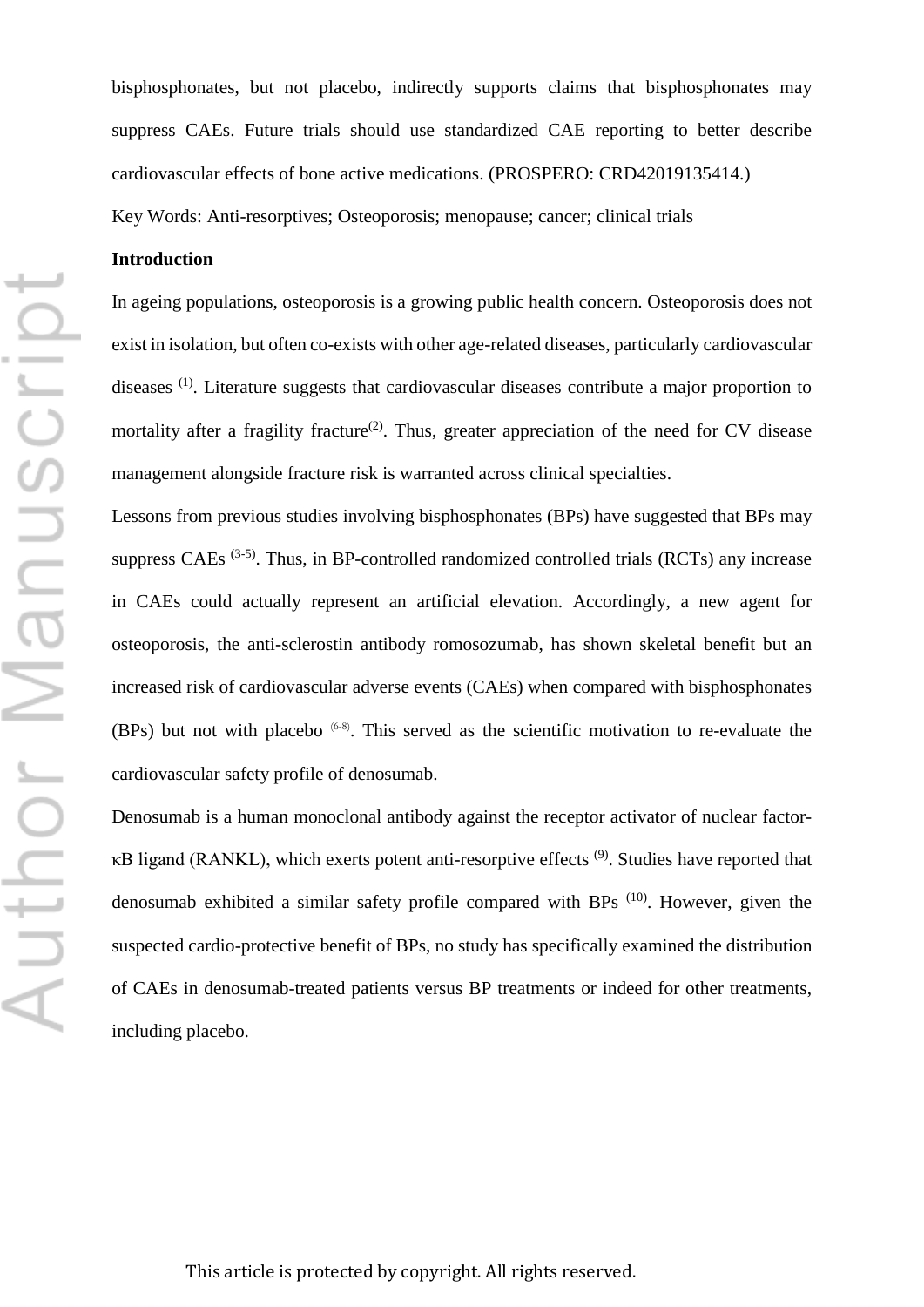bisphosphonates, but not placebo, indirectly supports claims that bisphosphonates may suppress CAEs. Future trials should use standardized CAE reporting to better describe cardiovascular effects of bone active medications. (PROSPERO: CRD42019135414.)

Key Words: Anti-resorptives; Osteoporosis; menopause; cancer; clinical trials

**Introduction**

In ageing populations, osteoporosis is a growing public health concern. Osteoporosis does not exist in isolation, but often co-exists with other age-related diseases, particularly cardiovascular diseases [(1)]. Literature suggests that cardiovascular diseases contribute a major proportion to mortality after a fragility fracture[(2)]. Thus, greater appreciation of the need for CV disease management alongside fracture risk is warranted across clinical specialties.

Lessons from previous studies involving bisphosphonates (BPs) have suggested that BPs may suppress CAEs [(3-5)]. Thus, in BP-controlled randomized controlled trials (RCTs) any increase in CAEs could actually represent an artificial elevation. Accordingly, a new agent for osteoporosis, the anti-sclerostin antibody romosozumab, has shown skeletal benefit but an increased risk of cardiovascular adverse events (CAEs) when compared with bisphosphonates (BPs) but not with placebo [(6-8)]. This served as the scientific motivation to re-evaluate the cardiovascular safety profile of denosumab.

Denosumab is a human monoclonal antibody against the receptor activator of nuclear factor-κB ligand (RANKL), which exerts potent anti-resorptive effects [(9)]. Studies have reported that denosumab exhibited a similar safety profile compared with BPs [(10)]. However, given the suspected cardio-protective benefit of BPs, no study has specifically examined the distribution of CAEs in denosumab-treated patients versus BP treatments or indeed for other treatments, including placebo.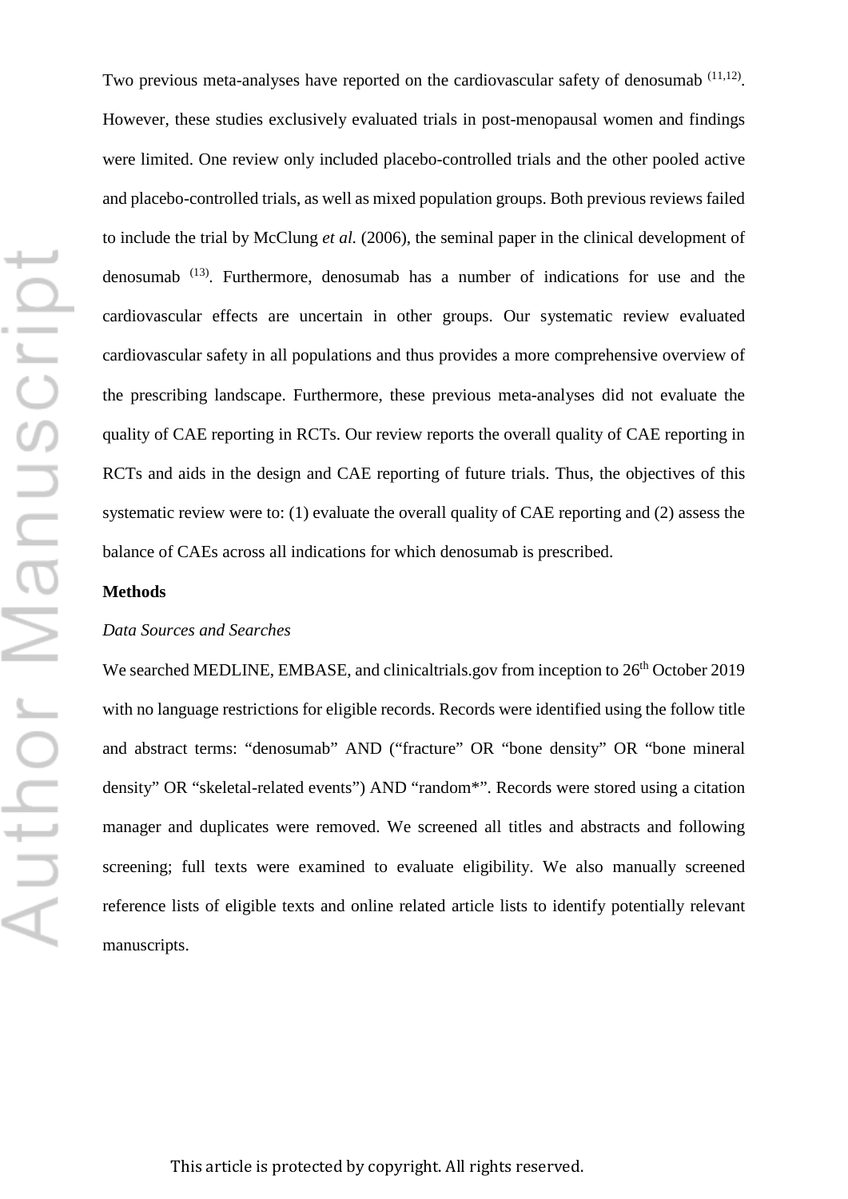Two previous meta-analyses have reported on the cardiovascular safety of denosumab [11,12]. However, these studies exclusively evaluated trials in post-menopausal women and findings were limited. One review only included placebo-controlled trials and the other pooled active and placebo-controlled trials, as well as mixed population groups. Both previous reviews failed to include the trial by McClung *et al.* (2006), the seminal paper in the clinical development of denosumab [13]. Furthermore, denosumab has a number of indications for use and the cardiovascular effects are uncertain in other groups. Our systematic review evaluated cardiovascular safety in all populations and thus provides a more comprehensive overview of the prescribing landscape. Furthermore, these previous meta-analyses did not evaluate the quality of CAE reporting in RCTs. Our review reports the overall quality of CAE reporting in RCTs and aids in the design and CAE reporting of future trials. Thus, the objectives of this systematic review were to: (1) evaluate the overall quality of CAE reporting and (2) assess the balance of CAEs across all indications for which denosumab is prescribed.

**Methods**

*Data Sources and Searches*

We searched MEDLINE, EMBASE, and clinicaltrials.gov from inception to 26th October 2019 with no language restrictions for eligible records. Records were identified using the follow title and abstract terms: "denosumab" AND ("fracture" OR "bone density" OR "bone mineral density" OR "skeletal-related events") AND "random*". Records were stored using a citation manager and duplicates were removed. We screened all titles and abstracts and following screening; full texts were examined to evaluate eligibility. We also manually screened reference lists of eligible texts and online related article lists to identify potentially relevant manuscripts.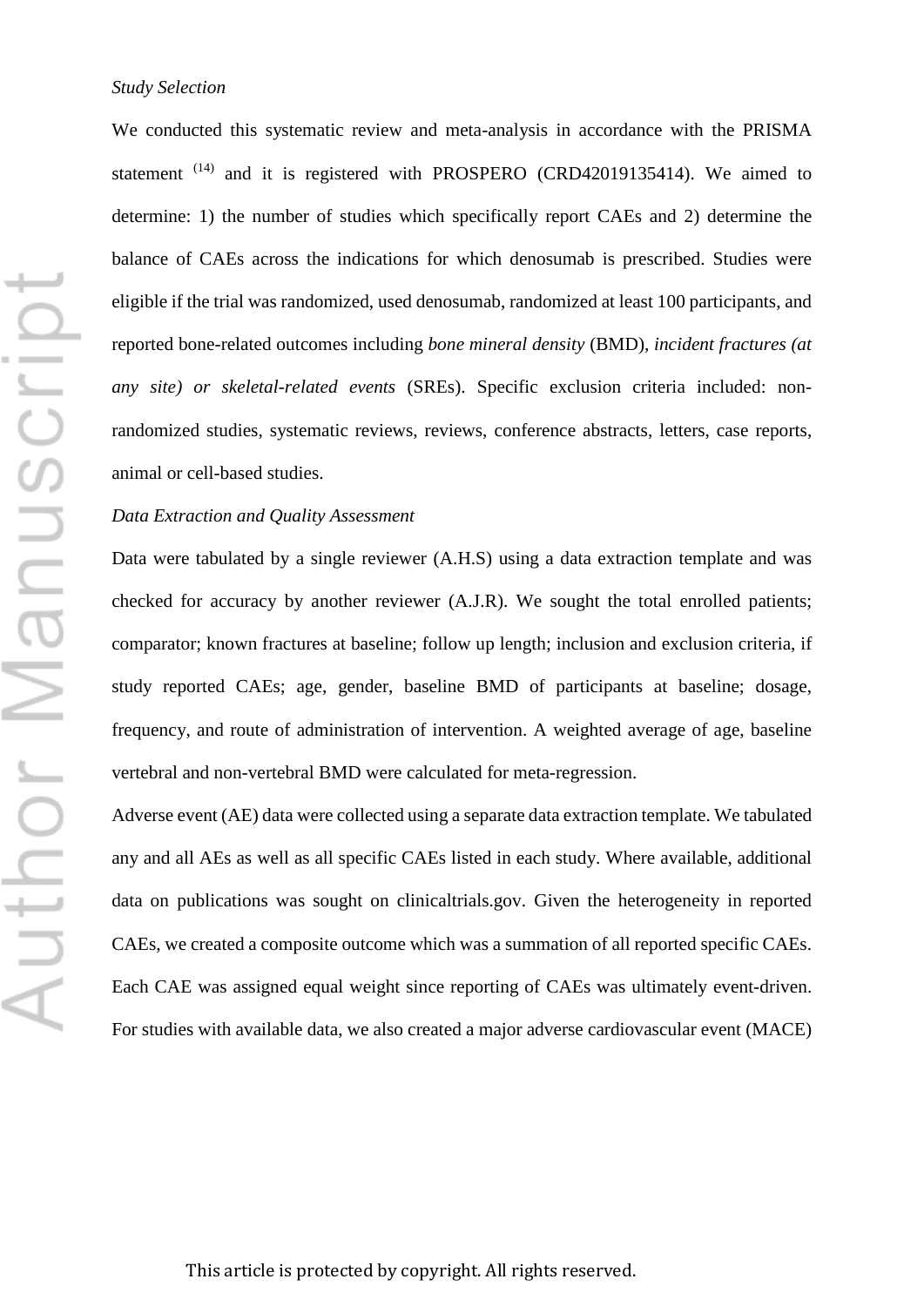*Study Selection*

We conducted this systematic review and meta-analysis in accordance with the PRISMA statement [14] and it is registered with PROSPERO (CRD42019135414). We aimed to determine: 1) the number of studies which specifically report CAEs and 2) determine the balance of CAEs across the indications for which denosumab is prescribed. Studies were eligible if the trial was randomized, used denosumab, randomized at least 100 participants, and reported bone-related outcomes including *bone mineral density* (BMD), *incident fractures (at any site) or skeletal-related events* (SREs). Specific exclusion criteria included: non-randomized studies, systematic reviews, reviews, conference abstracts, letters, case reports, animal or cell-based studies.

*Data Extraction and Quality Assessment*

Data were tabulated by a single reviewer (A.H.S) using a data extraction template and was checked for accuracy by another reviewer (A.J.R). We sought the total enrolled patients; comparator; known fractures at baseline; follow up length; inclusion and exclusion criteria, if study reported CAEs; age, gender, baseline BMD of participants at baseline; dosage, frequency, and route of administration of intervention. A weighted average of age, baseline vertebral and non-vertebral BMD were calculated for meta-regression.

Adverse event (AE) data were collected using a separate data extraction template. We tabulated any and all AEs as well as all specific CAEs listed in each study. Where available, additional data on publications was sought on clinicaltrials.gov. Given the heterogeneity in reported CAEs, we created a composite outcome which was a summation of all reported specific CAEs. Each CAE was assigned equal weight since reporting of CAEs was ultimately event-driven. For studies with available data, we also created a major adverse cardiovascular event (MACE)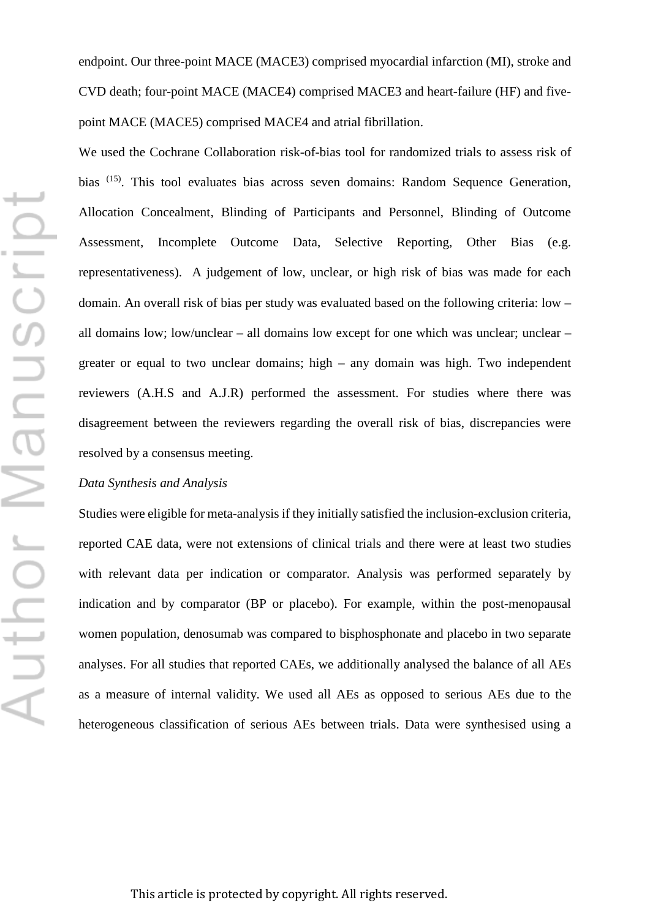endpoint. Our three-point MACE (MACE3) comprised myocardial infarction (MI), stroke and CVD death; four-point MACE (MACE4) comprised MACE3 and heart-failure (HF) and five-point MACE (MACE5) comprised MACE4 and atrial fibrillation.

We used the Cochrane Collaboration risk-of-bias tool for randomized trials to assess risk of bias [15]. This tool evaluates bias across seven domains: Random Sequence Generation, Allocation Concealment, Blinding of Participants and Personnel, Blinding of Outcome Assessment, Incomplete Outcome Data, Selective Reporting, Other Bias (e.g. representativeness). A judgement of low, unclear, or high risk of bias was made for each domain. An overall risk of bias per study was evaluated based on the following criteria: low – all domains low; low/unclear – all domains low except for one which was unclear; unclear – greater or equal to two unclear domains; high – any domain was high. Two independent reviewers (A.H.S and A.J.R) performed the assessment. For studies where there was disagreement between the reviewers regarding the overall risk of bias, discrepancies were resolved by a consensus meeting.

*Data Synthesis and Analysis*

Studies were eligible for meta-analysis if they initially satisfied the inclusion-exclusion criteria, reported CAE data, were not extensions of clinical trials and there were at least two studies with relevant data per indication or comparator. Analysis was performed separately by indication and by comparator (BP or placebo). For example, within the post-menopausal women population, denosumab was compared to bisphosphonate and placebo in two separate analyses. For all studies that reported CAEs, we additionally analysed the balance of all AEs as a measure of internal validity. We used all AEs as opposed to serious AEs due to the heterogeneous classification of serious AEs between trials. Data were synthesised using a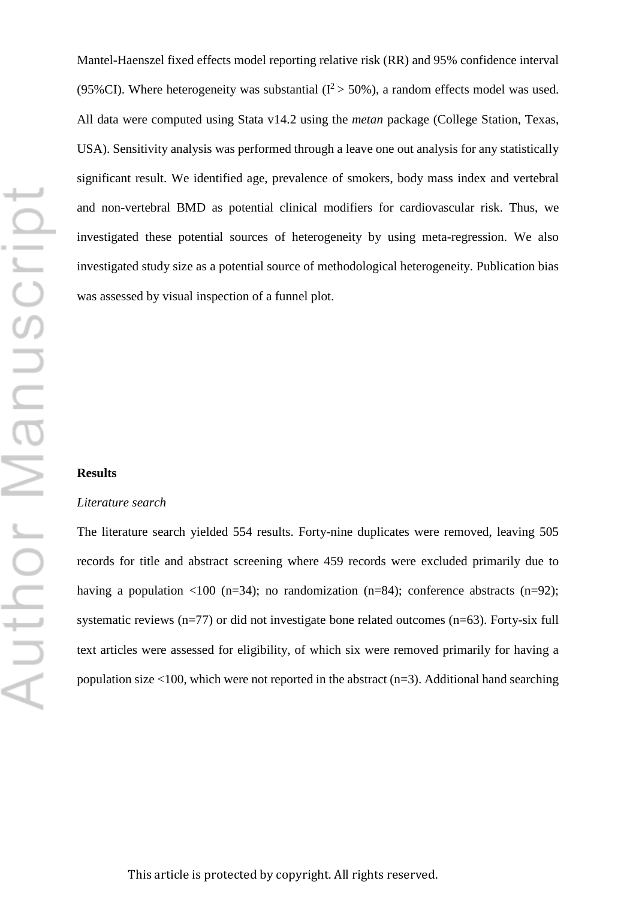Mantel-Haenszel fixed effects model reporting relative risk (RR) and 95% confidence interval (95%CI). Where heterogeneity was substantial ($I^2 > 50\%$), a random effects model was used. All data were computed using Stata v14.2 using the *metan* package (College Station, Texas, USA). Sensitivity analysis was performed through a leave one out analysis for any statistically significant result. We identified age, prevalence of smokers, body mass index and vertebral and non-vertebral BMD as potential clinical modifiers for cardiovascular risk. Thus, we investigated these potential sources of heterogeneity by using meta-regression. We also investigated study size as a potential source of methodological heterogeneity. Publication bias was assessed by visual inspection of a funnel plot.

## Results

### *Literature search*

The literature search yielded 554 results. Forty-nine duplicates were removed, leaving 505 records for title and abstract screening where 459 records were excluded primarily due to having a population <100 (n=34); no randomization (n=84); conference abstracts (n=92); systematic reviews (n=77) or did not investigate bone related outcomes (n=63). Forty-six full text articles were assessed for eligibility, of which six were removed primarily for having a population size <100, which were not reported in the abstract (n=3). Additional hand searching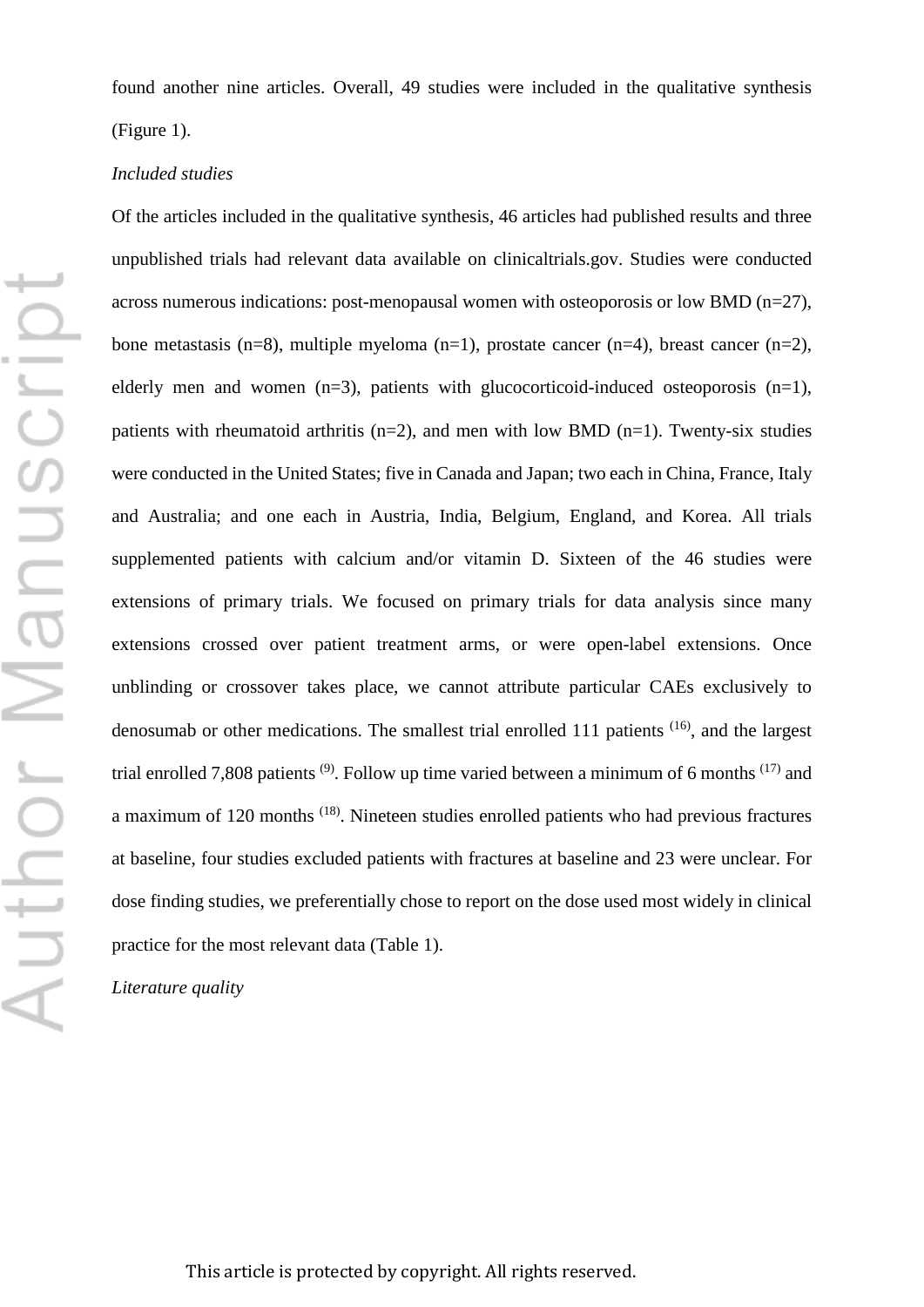found another nine articles. Overall, 49 studies were included in the qualitative synthesis (Figure 1).

*Included studies*

Of the articles included in the qualitative synthesis, 46 articles had published results and three unpublished trials had relevant data available on clinicaltrials.gov. Studies were conducted across numerous indications: post-menopausal women with osteoporosis or low BMD (n=27), bone metastasis (n=8), multiple myeloma (n=1), prostate cancer (n=4), breast cancer (n=2), elderly men and women (n=3), patients with glucocorticoid-induced osteoporosis (n=1), patients with rheumatoid arthritis (n=2), and men with low BMD (n=1). Twenty-six studies were conducted in the United States; five in Canada and Japan; two each in China, France, Italy and Australia; and one each in Austria, India, Belgium, England, and Korea. All trials supplemented patients with calcium and/or vitamin D. Sixteen of the 46 studies were extensions of primary trials. We focused on primary trials for data analysis since many extensions crossed over patient treatment arms, or were open-label extensions. Once unblinding or crossover takes place, we cannot attribute particular CAEs exclusively to denosumab or other medications. The smallest trial enrolled 111 patients [16], and the largest trial enrolled 7,808 patients [9]. Follow up time varied between a minimum of 6 months [17] and a maximum of 120 months [18]. Nineteen studies enrolled patients who had previous fractures at baseline, four studies excluded patients with fractures at baseline and 23 were unclear. For dose finding studies, we preferentially chose to report on the dose used most widely in clinical practice for the most relevant data (Table 1).

*Literature quality*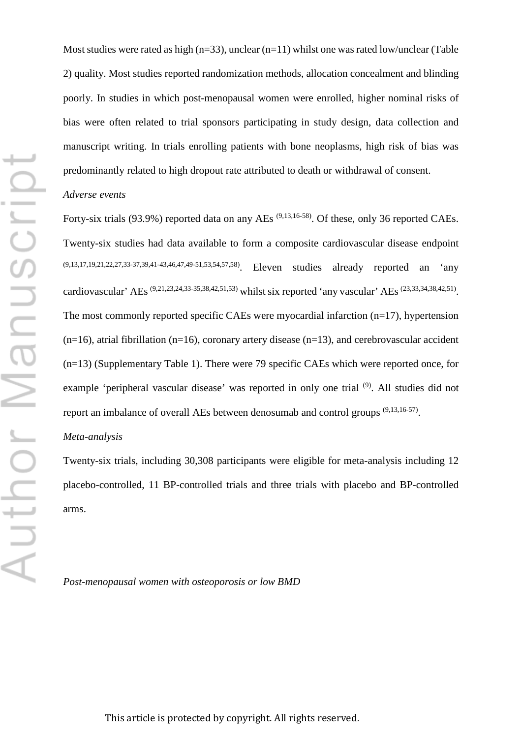Most studies were rated as high (n=33), unclear (n=11) whilst one was rated low/unclear (Table 2) quality. Most studies reported randomization methods, allocation concealment and blinding poorly. In studies in which post-menopausal women were enrolled, higher nominal risks of bias were often related to trial sponsors participating in study design, data collection and manuscript writing. In trials enrolling patients with bone neoplasms, high risk of bias was predominantly related to high dropout rate attributed to death or withdrawal of consent.

*Adverse events*

Forty-six trials (93.9%) reported data on any AEs [(9,13,16-58)]. Of these, only 36 reported CAEs. Twenty-six studies had data available to form a composite cardiovascular disease endpoint [(9,13,17,19,21,22,27,33-37,39,41-43,46,47,49-51,53,54,57,58)]. Eleven studies already reported an 'any cardiovascular' AEs [(9,21,23,24,33-35,38,42,51,53)] whilst six reported 'any vascular' AEs [(23,33,34,38,42,51)]. The most commonly reported specific CAEs were myocardial infarction (n=17), hypertension (n=16), atrial fibrillation (n=16), coronary artery disease (n=13), and cerebrovascular accident (n=13) (Supplementary Table 1). There were 79 specific CAEs which were reported once, for example 'peripheral vascular disease' was reported in only one trial [(9)]. All studies did not report an imbalance of overall AEs between denosumab and control groups [(9,13,16-57)].

*Meta-analysis*

Twenty-six trials, including 30,308 participants were eligible for meta-analysis including 12 placebo-controlled, 11 BP-controlled trials and three trials with placebo and BP-controlled arms.

*Post-menopausal women with osteoporosis or low BMD*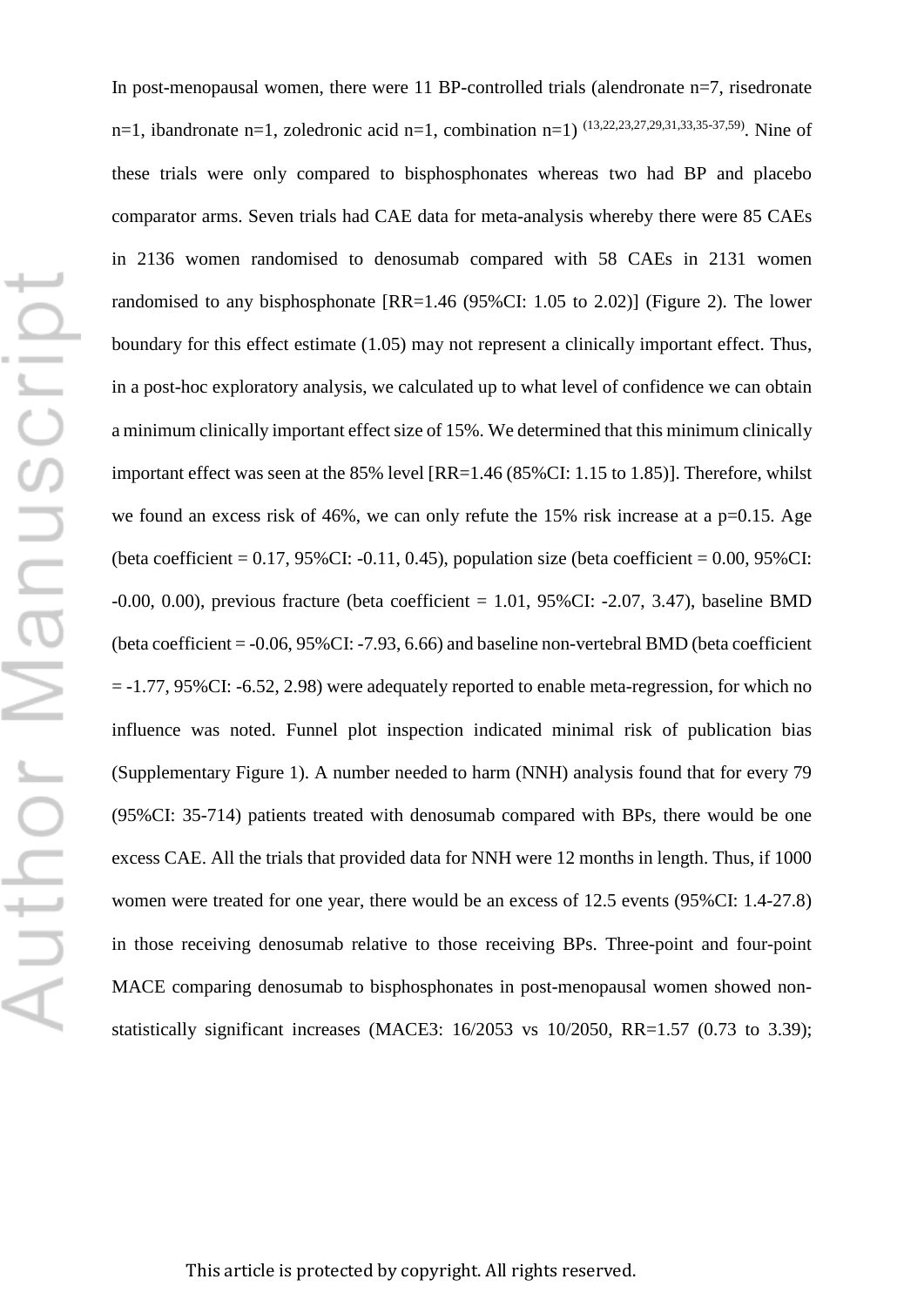In post-menopausal women, there were 11 BP-controlled trials (alendronate n=7, risedronate n=1, ibandronate n=1, zoledronic acid n=1, combination n=1) [13,22,23,27,29,31,33,35-37,59]. Nine of these trials were only compared to bisphosphonates whereas two had BP and placebo comparator arms. Seven trials had CAE data for meta-analysis whereby there were 85 CAEs in 2136 women randomised to denosumab compared with 58 CAEs in 2131 women randomised to any bisphosphonate [RR=1.46 (95%CI: 1.05 to 2.02)] (Figure 2). The lower boundary for this effect estimate (1.05) may not represent a clinically important effect. Thus, in a post-hoc exploratory analysis, we calculated up to what level of confidence we can obtain a minimum clinically important effect size of 15%. We determined that this minimum clinically important effect was seen at the 85% level [RR=1.46 (85%CI: 1.15 to 1.85)]. Therefore, whilst we found an excess risk of 46%, we can only refute the 15% risk increase at a p=0.15. Age (beta coefficient = 0.17, 95%CI: -0.11, 0.45), population size (beta coefficient = 0.00, 95%CI: -0.00, 0.00), previous fracture (beta coefficient = 1.01, 95%CI: -2.07, 3.47), baseline BMD (beta coefficient = -0.06, 95%CI: -7.93, 6.66) and baseline non-vertebral BMD (beta coefficient = -1.77, 95%CI: -6.52, 2.98) were adequately reported to enable meta-regression, for which no influence was noted. Funnel plot inspection indicated minimal risk of publication bias (Supplementary Figure 1). A number needed to harm (NNH) analysis found that for every 79 (95%CI: 35-714) patients treated with denosumab compared with BPs, there would be one excess CAE. All the trials that provided data for NNH were 12 months in length. Thus, if 1000 women were treated for one year, there would be an excess of 12.5 events (95%CI: 1.4-27.8) in those receiving denosumab relative to those receiving BPs. Three-point and four-point MACE comparing denosumab to bisphosphonates in post-menopausal women showed non-statistically significant increases (MACE3: 16/2053 vs 10/2050, RR=1.57 (0.73 to 3.39);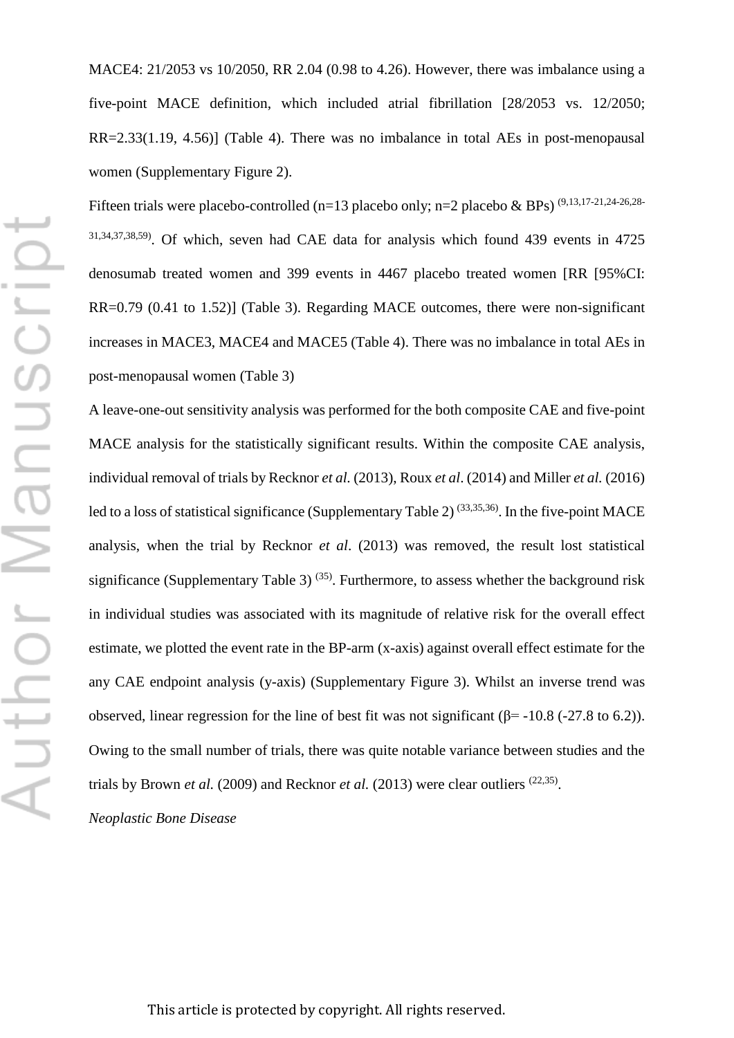MACE4: 21/2053 vs 10/2050, RR 2.04 (0.98 to 4.26). However, there was imbalance using a five-point MACE definition, which included atrial fibrillation [28/2053 vs. 12/2050; RR=2.33(1.19, 4.56)] (Table 4). There was no imbalance in total AEs in post-menopausal women (Supplementary Figure 2).

Fifteen trials were placebo-controlled (n=13 placebo only; n=2 placebo & BPs) [9,13,17-21,24-26,28-31,34,37,38,59]. Of which, seven had CAE data for analysis which found 439 events in 4725 denosumab treated women and 399 events in 4467 placebo treated women [RR [95%CI: RR=0.79 (0.41 to 1.52)] (Table 3). Regarding MACE outcomes, there were non-significant increases in MACE3, MACE4 and MACE5 (Table 4). There was no imbalance in total AEs in post-menopausal women (Table 3)

A leave-one-out sensitivity analysis was performed for the both composite CAE and five-point MACE analysis for the statistically significant results. Within the composite CAE analysis, individual removal of trials by Recknor *et al.* (2013), Roux *et al*. (2014) and Miller *et al.* (2016) led to a loss of statistical significance (Supplementary Table 2) [33,35,36]. In the five-point MACE analysis, when the trial by Recknor *et al*. (2013) was removed, the result lost statistical significance (Supplementary Table 3) [35]. Furthermore, to assess whether the background risk in individual studies was associated with its magnitude of relative risk for the overall effect estimate, we plotted the event rate in the BP-arm (x-axis) against overall effect estimate for the any CAE endpoint analysis (y-axis) (Supplementary Figure 3). Whilst an inverse trend was observed, linear regression for the line of best fit was not significant ($\beta$= -10.8 (-27.8 to 6.2)). Owing to the small number of trials, there was quite notable variance between studies and the trials by Brown *et al.* (2009) and Recknor *et al.* (2013) were clear outliers [22,35].

*Neoplastic Bone Disease*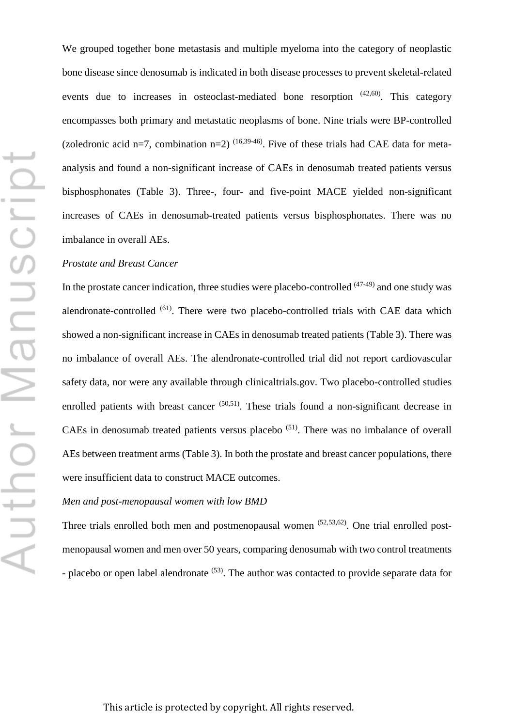We grouped together bone metastasis and multiple myeloma into the category of neoplastic bone disease since denosumab is indicated in both disease processes to prevent skeletal-related events due to increases in osteoclast-mediated bone resorption [42,60]. This category encompasses both primary and metastatic neoplasms of bone. Nine trials were BP-controlled (zoledronic acid n=7, combination n=2) [16,39-46]. Five of these trials had CAE data for meta-analysis and found a non-significant increase of CAEs in denosumab treated patients versus bisphosphonates (Table 3). Three-, four- and five-point MACE yielded non-significant increases of CAEs in denosumab-treated patients versus bisphosphonates. There was no imbalance in overall AEs.

*Prostate and Breast Cancer*

In the prostate cancer indication, three studies were placebo-controlled [47-49] and one study was alendronate-controlled [61]. There were two placebo-controlled trials with CAE data which showed a non-significant increase in CAEs in denosumab treated patients (Table 3). There was no imbalance of overall AEs. The alendronate-controlled trial did not report cardiovascular safety data, nor were any available through clinicaltrials.gov. Two placebo-controlled studies enrolled patients with breast cancer [50,51]. These trials found a non-significant decrease in CAEs in denosumab treated patients versus placebo [51]. There was no imbalance of overall AEs between treatment arms (Table 3). In both the prostate and breast cancer populations, there were insufficient data to construct MACE outcomes.

*Men and post-menopausal women with low BMD*

Three trials enrolled both men and postmenopausal women [52,53,62]. One trial enrolled post-menopausal women and men over 50 years, comparing denosumab with two control treatments - placebo or open label alendronate [53]. The author was contacted to provide separate data for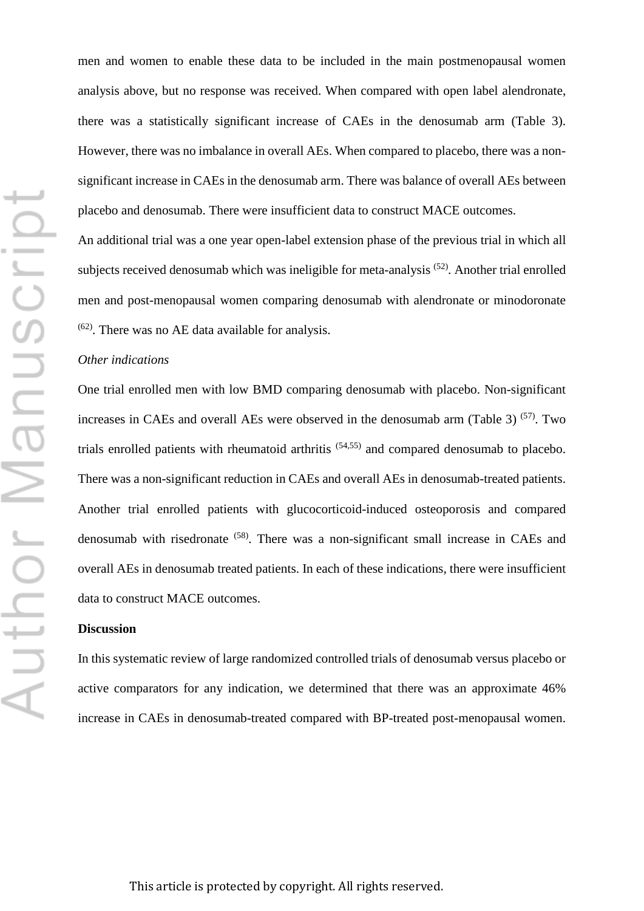men and women to enable these data to be included in the main postmenopausal women analysis above, but no response was received. When compared with open label alendronate, there was a statistically significant increase of CAEs in the denosumab arm (Table 3). However, there was no imbalance in overall AEs. When compared to placebo, there was a non-significant increase in CAEs in the denosumab arm. There was balance of overall AEs between placebo and denosumab. There were insufficient data to construct MACE outcomes.

An additional trial was a one year open-label extension phase of the previous trial in which all subjects received denosumab which was ineligible for meta-analysis [52]. Another trial enrolled men and post-menopausal women comparing denosumab with alendronate or minodoronate [62]. There was no AE data available for analysis.

*Other indications*

One trial enrolled men with low BMD comparing denosumab with placebo. Non-significant increases in CAEs and overall AEs were observed in the denosumab arm (Table 3) [57]. Two trials enrolled patients with rheumatoid arthritis [54,55] and compared denosumab to placebo. There was a non-significant reduction in CAEs and overall AEs in denosumab-treated patients. Another trial enrolled patients with glucocorticoid-induced osteoporosis and compared denosumab with risedronate [58]. There was a non-significant small increase in CAEs and overall AEs in denosumab treated patients. In each of these indications, there were insufficient data to construct MACE outcomes.

**Discussion**

In this systematic review of large randomized controlled trials of denosumab versus placebo or active comparators for any indication, we determined that there was an approximate 46% increase in CAEs in denosumab-treated compared with BP-treated post-menopausal women.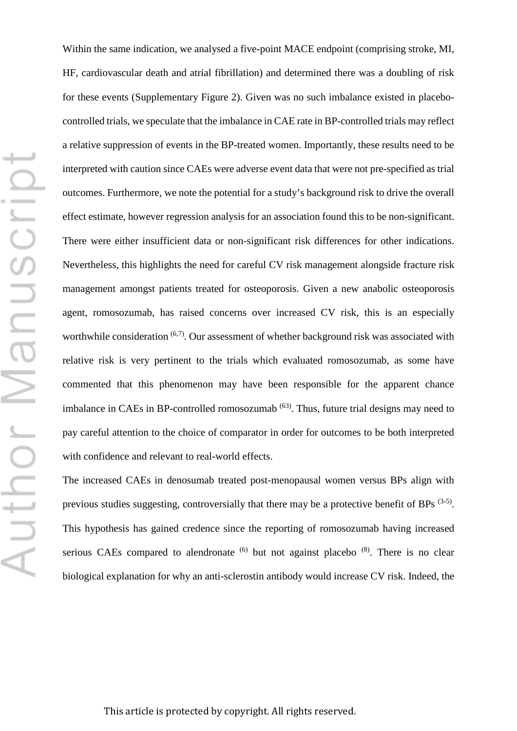Within the same indication, we analysed a five-point MACE endpoint (comprising stroke, MI, HF, cardiovascular death and atrial fibrillation) and determined there was a doubling of risk for these events (Supplementary Figure 2). Given was no such imbalance existed in placebo-controlled trials, we speculate that the imbalance in CAE rate in BP-controlled trials may reflect a relative suppression of events in the BP-treated women. Importantly, these results need to be interpreted with caution since CAEs were adverse event data that were not pre-specified as trial outcomes. Furthermore, we note the potential for a study's background risk to drive the overall effect estimate, however regression analysis for an association found this to be non-significant. There were either insufficient data or non-significant risk differences for other indications. Nevertheless, this highlights the need for careful CV risk management alongside fracture risk management amongst patients treated for osteoporosis. Given a new anabolic osteoporosis agent, romosozumab, has raised concerns over increased CV risk, this is an especially worthwhile consideration [6,7]. Our assessment of whether background risk was associated with relative risk is very pertinent to the trials which evaluated romosozumab, as some have commented that this phenomenon may have been responsible for the apparent chance imbalance in CAEs in BP-controlled romosozumab [63]. Thus, future trial designs may need to pay careful attention to the choice of comparator in order for outcomes to be both interpreted with confidence and relevant to real-world effects.

The increased CAEs in denosumab treated post-menopausal women versus BPs align with previous studies suggesting, controversially that there may be a protective benefit of BPs [3-5]. This hypothesis has gained credence since the reporting of romosozumab having increased serious CAEs compared to alendronate [6] but not against placebo [8]. There is no clear biological explanation for why an anti-sclerostin antibody would increase CV risk. Indeed, the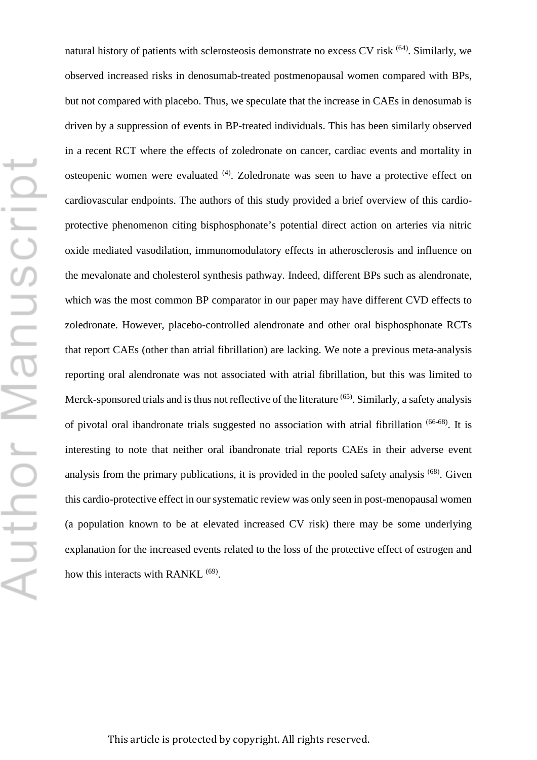natural history of patients with sclerosteosis demonstrate no excess CV risk [64]. Similarly, we observed increased risks in denosumab-treated postmenopausal women compared with BPs, but not compared with placebo. Thus, we speculate that the increase in CAEs in denosumab is driven by a suppression of events in BP-treated individuals. This has been similarly observed in a recent RCT where the effects of zoledronate on cancer, cardiac events and mortality in osteopenic women were evaluated [4]. Zoledronate was seen to have a protective effect on cardiovascular endpoints. The authors of this study provided a brief overview of this cardio-protective phenomenon citing bisphosphonate's potential direct action on arteries via nitric oxide mediated vasodilation, immunomodulatory effects in atherosclerosis and influence on the mevalonate and cholesterol synthesis pathway. Indeed, different BPs such as alendronate, which was the most common BP comparator in our paper may have different CVD effects to zoledronate. However, placebo-controlled alendronate and other oral bisphosphonate RCTs that report CAEs (other than atrial fibrillation) are lacking. We note a previous meta-analysis reporting oral alendronate was not associated with atrial fibrillation, but this was limited to Merck-sponsored trials and is thus not reflective of the literature [65]. Similarly, a safety analysis of pivotal oral ibandronate trials suggested no association with atrial fibrillation [66-68]. It is interesting to note that neither oral ibandronate trial reports CAEs in their adverse event analysis from the primary publications, it is provided in the pooled safety analysis [68]. Given this cardio-protective effect in our systematic review was only seen in post-menopausal women (a population known to be at elevated increased CV risk) there may be some underlying explanation for the increased events related to the loss of the protective effect of estrogen and how this interacts with RANKL [69].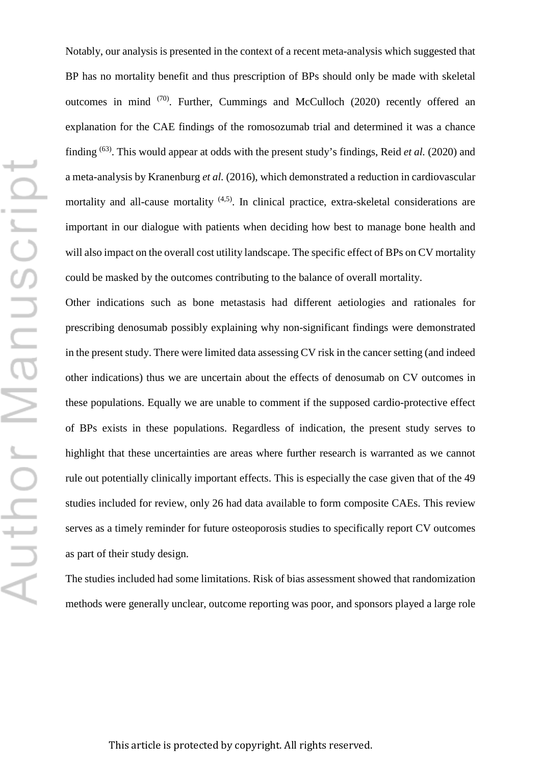Notably, our analysis is presented in the context of a recent meta-analysis which suggested that BP has no mortality benefit and thus prescription of BPs should only be made with skeletal outcomes in mind [70]. Further, Cummings and McCulloch (2020) recently offered an explanation for the CAE findings of the romosozumab trial and determined it was a chance finding [63]. This would appear at odds with the present study's findings, Reid *et al.* (2020) and a meta-analysis by Kranenburg *et al.* (2016), which demonstrated a reduction in cardiovascular mortality and all-cause mortality [4,5]. In clinical practice, extra-skeletal considerations are important in our dialogue with patients when deciding how best to manage bone health and will also impact on the overall cost utility landscape. The specific effect of BPs on CV mortality could be masked by the outcomes contributing to the balance of overall mortality.

Other indications such as bone metastasis had different aetiologies and rationales for prescribing denosumab possibly explaining why non-significant findings were demonstrated in the present study. There were limited data assessing CV risk in the cancer setting (and indeed other indications) thus we are uncertain about the effects of denosumab on CV outcomes in these populations. Equally we are unable to comment if the supposed cardio-protective effect of BPs exists in these populations. Regardless of indication, the present study serves to highlight that these uncertainties are areas where further research is warranted as we cannot rule out potentially clinically important effects. This is especially the case given that of the 49 studies included for review, only 26 had data available to form composite CAEs. This review serves as a timely reminder for future osteoporosis studies to specifically report CV outcomes as part of their study design.

The studies included had some limitations. Risk of bias assessment showed that randomization methods were generally unclear, outcome reporting was poor, and sponsors played a large role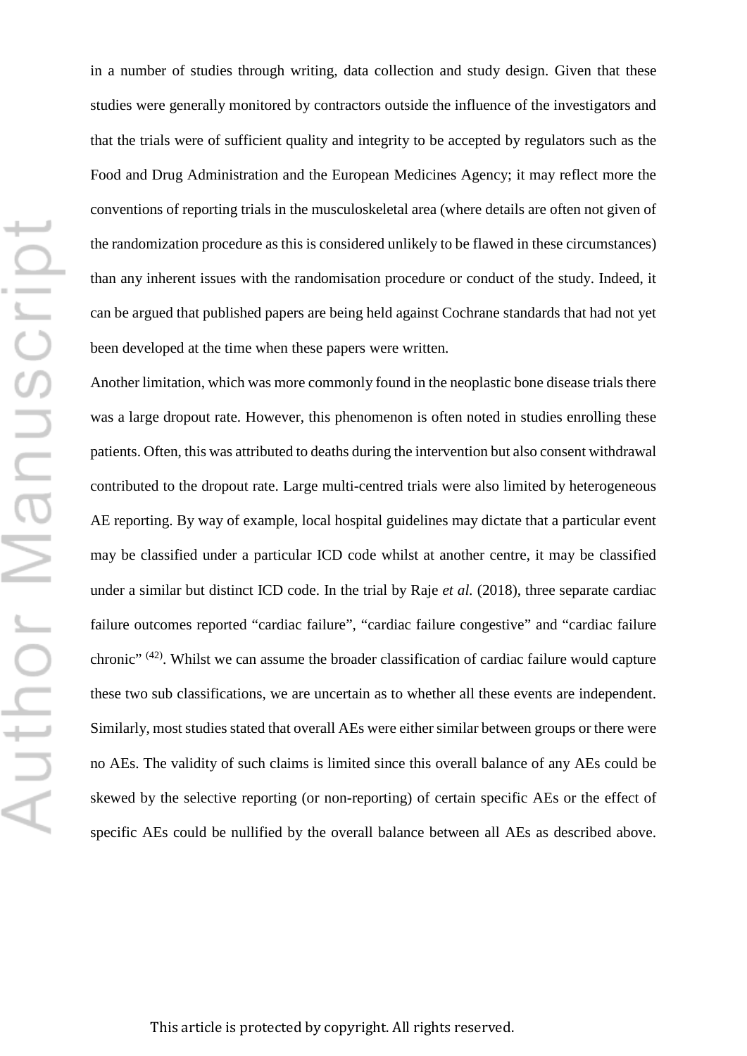in a number of studies through writing, data collection and study design. Given that these studies were generally monitored by contractors outside the influence of the investigators and that the trials were of sufficient quality and integrity to be accepted by regulators such as the Food and Drug Administration and the European Medicines Agency; it may reflect more the conventions of reporting trials in the musculoskeletal area (where details are often not given of the randomization procedure as this is considered unlikely to be flawed in these circumstances) than any inherent issues with the randomisation procedure or conduct of the study. Indeed, it can be argued that published papers are being held against Cochrane standards that had not yet been developed at the time when these papers were written.

Another limitation, which was more commonly found in the neoplastic bone disease trials there was a large dropout rate. However, this phenomenon is often noted in studies enrolling these patients. Often, this was attributed to deaths during the intervention but also consent withdrawal contributed to the dropout rate. Large multi-centred trials were also limited by heterogeneous AE reporting. By way of example, local hospital guidelines may dictate that a particular event may be classified under a particular ICD code whilst at another centre, it may be classified under a similar but distinct ICD code. In the trial by Raje *et al.* (2018), three separate cardiac failure outcomes reported “cardiac failure”, “cardiac failure congestive” and “cardiac failure chronic” [(42)]. Whilst we can assume the broader classification of cardiac failure would capture these two sub classifications, we are uncertain as to whether all these events are independent. Similarly, most studies stated that overall AEs were either similar between groups or there were no AEs. The validity of such claims is limited since this overall balance of any AEs could be skewed by the selective reporting (or non-reporting) of certain specific AEs or the effect of specific AEs could be nullified by the overall balance between all AEs as described above.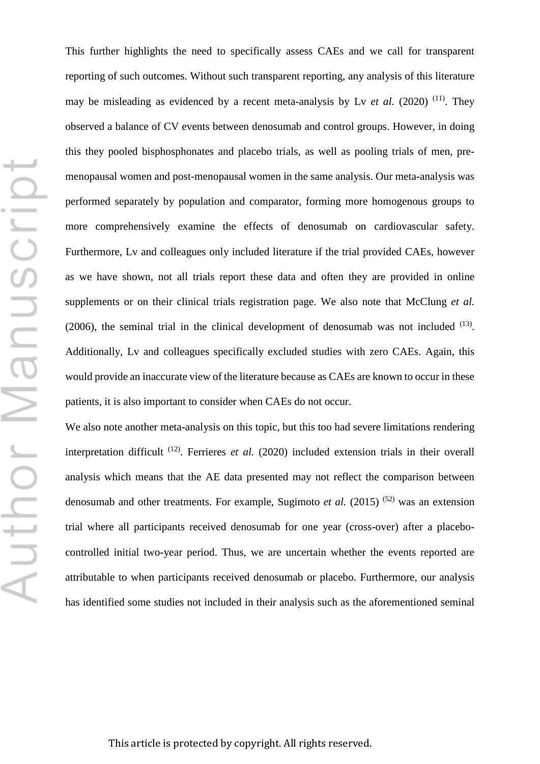This further highlights the need to specifically assess CAEs and we call for transparent reporting of such outcomes. Without such transparent reporting, any analysis of this literature may be misleading as evidenced by a recent meta-analysis by Lv *et al.* (2020) [11]. They observed a balance of CV events between denosumab and control groups. However, in doing this they pooled bisphosphonates and placebo trials, as well as pooling trials of men, pre-menopausal women and post-menopausal women in the same analysis. Our meta-analysis was performed separately by population and comparator, forming more homogenous groups to more comprehensively examine the effects of denosumab on cardiovascular safety. Furthermore, Lv and colleagues only included literature if the trial provided CAEs, however as we have shown, not all trials report these data and often they are provided in online supplements or on their clinical trials registration page. We also note that McClung *et al.* (2006), the seminal trial in the clinical development of denosumab was not included [13]. Additionally, Lv and colleagues specifically excluded studies with zero CAEs. Again, this would provide an inaccurate view of the literature because as CAEs are known to occur in these patients, it is also important to consider when CAEs do not occur.

We also note another meta-analysis on this topic, but this too had severe limitations rendering interpretation difficult [12]. Ferrieres *et al.* (2020) included extension trials in their overall analysis which means that the AE data presented may not reflect the comparison between denosumab and other treatments. For example, Sugimoto *et al.* (2015) [52] was an extension trial where all participants received denosumab for one year (cross-over) after a placebo-controlled initial two-year period. Thus, we are uncertain whether the events reported are attributable to when participants received denosumab or placebo. Furthermore, our analysis has identified some studies not included in their analysis such as the aforementioned seminal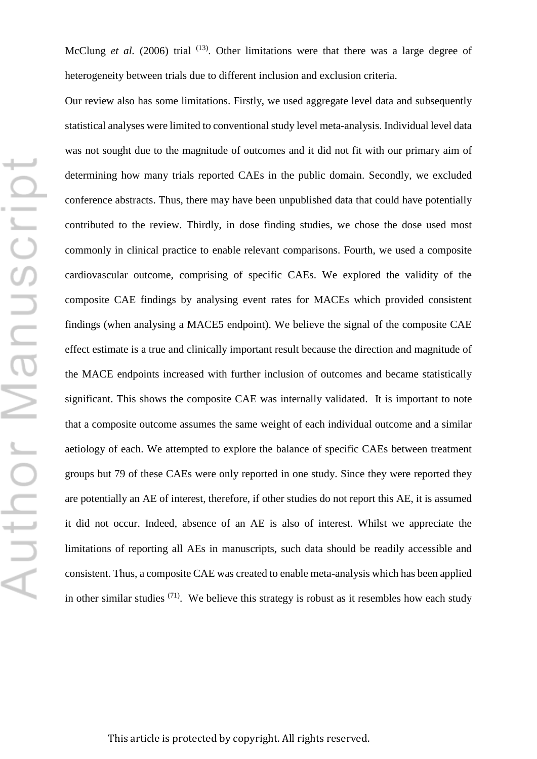McClung *et al.* (2006) trial [13]. Other limitations were that there was a large degree of heterogeneity between trials due to different inclusion and exclusion criteria.

Our review also has some limitations. Firstly, we used aggregate level data and subsequently statistical analyses were limited to conventional study level meta-analysis. Individual level data was not sought due to the magnitude of outcomes and it did not fit with our primary aim of determining how many trials reported CAEs in the public domain. Secondly, we excluded conference abstracts. Thus, there may have been unpublished data that could have potentially contributed to the review. Thirdly, in dose finding studies, we chose the dose used most commonly in clinical practice to enable relevant comparisons. Fourth, we used a composite cardiovascular outcome, comprising of specific CAEs. We explored the validity of the composite CAE findings by analysing event rates for MACEs which provided consistent findings (when analysing a MACE5 endpoint). We believe the signal of the composite CAE effect estimate is a true and clinically important result because the direction and magnitude of the MACE endpoints increased with further inclusion of outcomes and became statistically significant. This shows the composite CAE was internally validated. It is important to note that a composite outcome assumes the same weight of each individual outcome and a similar aetiology of each. We attempted to explore the balance of specific CAEs between treatment groups but 79 of these CAEs were only reported in one study. Since they were reported they are potentially an AE of interest, therefore, if other studies do not report this AE, it is assumed it did not occur. Indeed, absence of an AE is also of interest. Whilst we appreciate the limitations of reporting all AEs in manuscripts, such data should be readily accessible and consistent. Thus, a composite CAE was created to enable meta-analysis which has been applied in other similar studies [71]. We believe this strategy is robust as it resembles how each study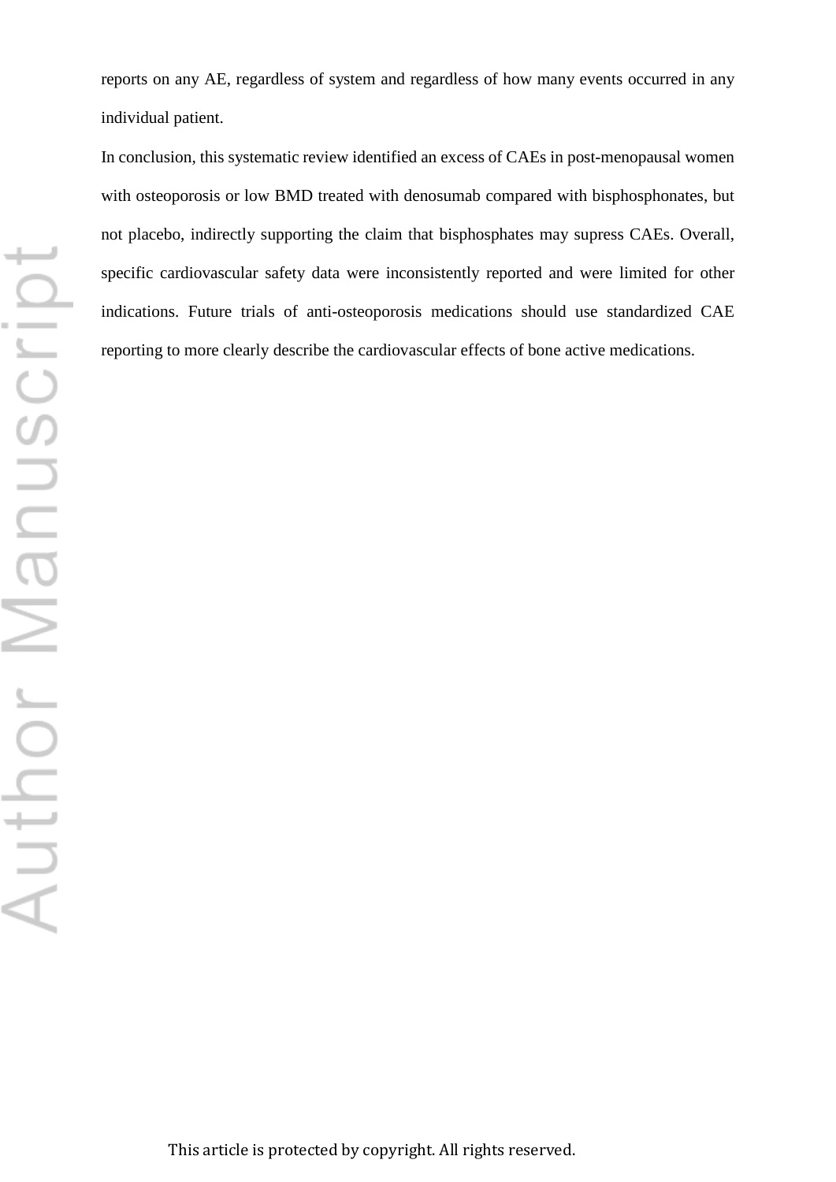reports on any AE, regardless of system and regardless of how many events occurred in any individual patient.

In conclusion, this systematic review identified an excess of CAEs in post-menopausal women with osteoporosis or low BMD treated with denosumab compared with bisphosphonates, but not placebo, indirectly supporting the claim that bisphosphates may supress CAEs. Overall, specific cardiovascular safety data were inconsistently reported and were limited for other indications. Future trials of anti-osteoporosis medications should use standardized CAE reporting to more clearly describe the cardiovascular effects of bone active medications.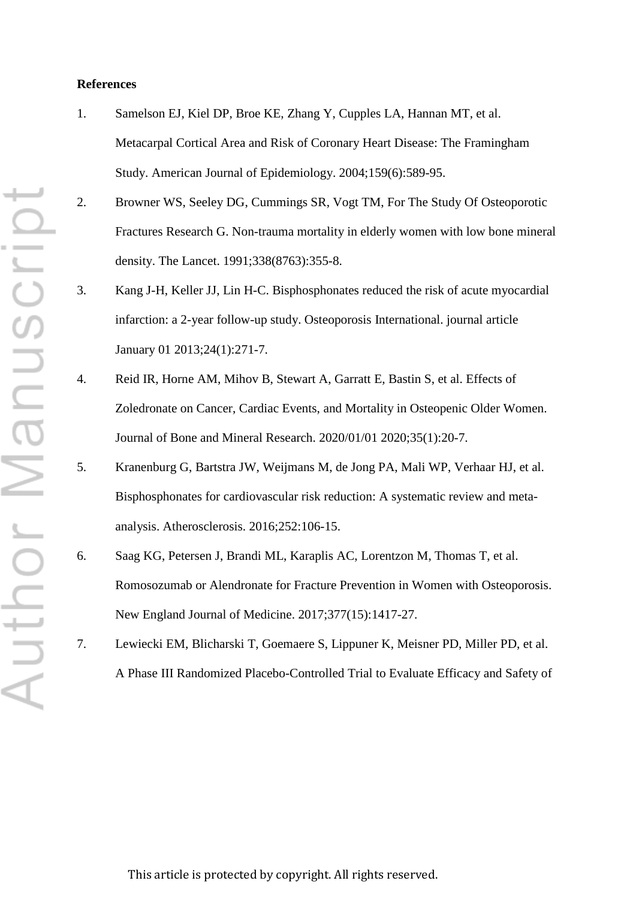**References**

1. Samelson EJ, Kiel DP, Broe KE, Zhang Y, Cupples LA, Hannan MT, et al. Metacarpal Cortical Area and Risk of Coronary Heart Disease: The Framingham Study. American Journal of Epidemiology. 2004;159(6):589-95.
2. Browner WS, Seeley DG, Cummings SR, Vogt TM, For The Study Of Osteoporotic Fractures Research G. Non-trauma mortality in elderly women with low bone mineral density. The Lancet. 1991;338(8763):355-8.
3. Kang J-H, Keller JJ, Lin H-C. Bisphosphonates reduced the risk of acute myocardial infarction: a 2-year follow-up study. Osteoporosis International. journal article January 01 2013;24(1):271-7.
4. Reid IR, Horne AM, Mihov B, Stewart A, Garratt E, Bastin S, et al. Effects of Zoledronate on Cancer, Cardiac Events, and Mortality in Osteopenic Older Women. Journal of Bone and Mineral Research. 2020/01/01 2020;35(1):20-7.
5. Kranenburg G, Bartstra JW, Weijmans M, de Jong PA, Mali WP, Verhaar HJ, et al. Bisphosphonates for cardiovascular risk reduction: A systematic review and meta-analysis. Atherosclerosis. 2016;252:106-15.
6. Saag KG, Petersen J, Brandi ML, Karaplis AC, Lorentzon M, Thomas T, et al. Romosozumab or Alendronate for Fracture Prevention in Women with Osteoporosis. New England Journal of Medicine. 2017;377(15):1417-27.
7. Lewiecki EM, Blicharski T, Goemaere S, Lippuner K, Meisner PD, Miller PD, et al. A Phase III Randomized Placebo-Controlled Trial to Evaluate Efficacy and Safety of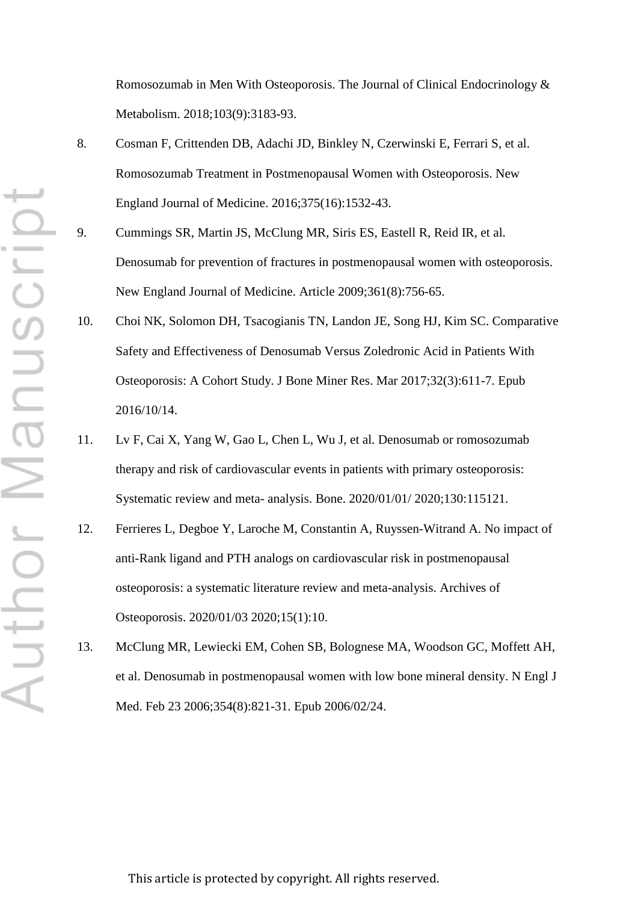Romosozumab in Men With Osteoporosis. The Journal of Clinical Endocrinology & Metabolism. 2018;103(9):3183-93.

8. Cosman F, Crittenden DB, Adachi JD, Binkley N, Czerwinski E, Ferrari S, et al. Romosozumab Treatment in Postmenopausal Women with Osteoporosis. New England Journal of Medicine. 2016;375(16):1532-43.

9. Cummings SR, Martin JS, McClung MR, Siris ES, Eastell R, Reid IR, et al. Denosumab for prevention of fractures in postmenopausal women with osteoporosis. New England Journal of Medicine. Article 2009;361(8):756-65.

10. Choi NK, Solomon DH, Tsacogianis TN, Landon JE, Song HJ, Kim SC. Comparative Safety and Effectiveness of Denosumab Versus Zoledronic Acid in Patients With Osteoporosis: A Cohort Study. J Bone Miner Res. Mar 2017;32(3):611-7. Epub 2016/10/14.

11. Lv F, Cai X, Yang W, Gao L, Chen L, Wu J, et al. Denosumab or romosozumab therapy and risk of cardiovascular events in patients with primary osteoporosis: Systematic review and meta- analysis. Bone. 2020/01/01/ 2020;130:115121.

12. Ferrieres L, Degboe Y, Laroche M, Constantin A, Ruyssen-Witrand A. No impact of anti-Rank ligand and PTH analogs on cardiovascular risk in postmenopausal osteoporosis: a systematic literature review and meta-analysis. Archives of Osteoporosis. 2020/01/03 2020;15(1):10.

13. McClung MR, Lewiecki EM, Cohen SB, Bolognese MA, Woodson GC, Moffett AH, et al. Denosumab in postmenopausal women with low bone mineral density. N Engl J Med. Feb 23 2006;354(8):821-31. Epub 2006/02/24.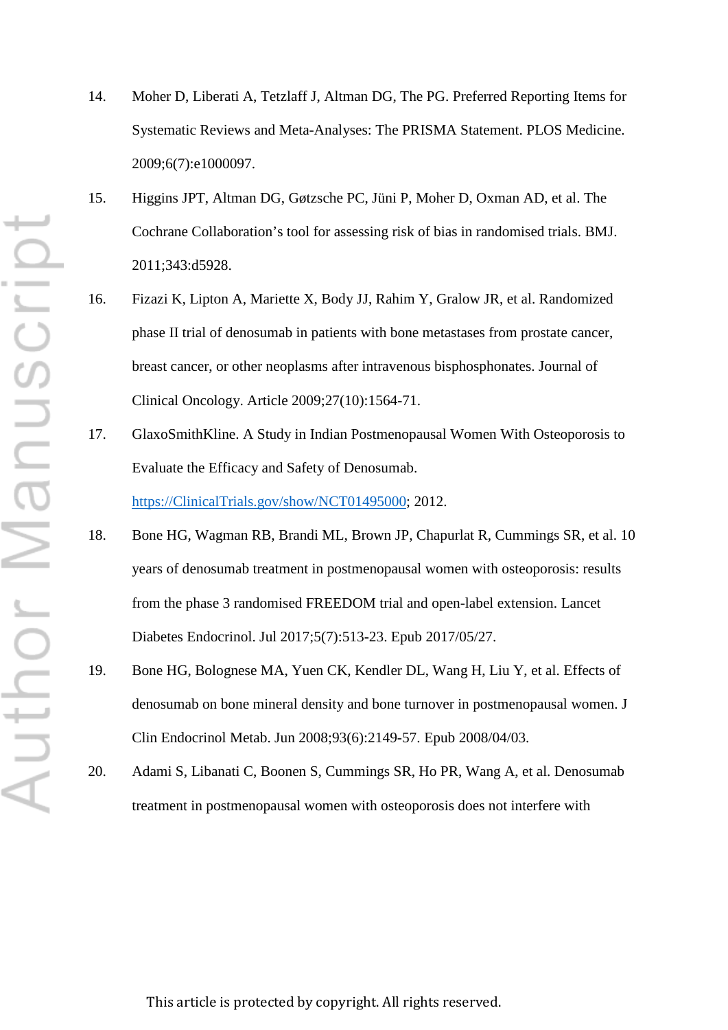14. Moher D, Liberati A, Tetzlaff J, Altman DG, The PG. Preferred Reporting Items for Systematic Reviews and Meta-Analyses: The PRISMA Statement. PLOS Medicine. 2009;6(7):e1000097.
15. Higgins JPT, Altman DG, Gøtzsche PC, Jüni P, Moher D, Oxman AD, et al. The Cochrane Collaboration's tool for assessing risk of bias in randomised trials. BMJ. 2011;343:d5928.
16. Fizazi K, Lipton A, Mariette X, Body JJ, Rahim Y, Gralow JR, et al. Randomized phase II trial of denosumab in patients with bone metastases from prostate cancer, breast cancer, or other neoplasms after intravenous bisphosphonates. Journal of Clinical Oncology. Article 2009;27(10):1564-71.
17. GlaxoSmithKline. A Study in Indian Postmenopausal Women With Osteoporosis to Evaluate the Efficacy and Safety of Denosumab. https://ClinicalTrials.gov/show/NCT01495000; 2012.
18. Bone HG, Wagman RB, Brandi ML, Brown JP, Chapurlat R, Cummings SR, et al. 10 years of denosumab treatment in postmenopausal women with osteoporosis: results from the phase 3 randomised FREEDOM trial and open-label extension. Lancet Diabetes Endocrinol. Jul 2017;5(7):513-23. Epub 2017/05/27.
19. Bone HG, Bolognese MA, Yuen CK, Kendler DL, Wang H, Liu Y, et al. Effects of denosumab on bone mineral density and bone turnover in postmenopausal women. J Clin Endocrinol Metab. Jun 2008;93(6):2149-57. Epub 2008/04/03.
20. Adami S, Libanati C, Boonen S, Cummings SR, Ho PR, Wang A, et al. Denosumab treatment in postmenopausal women with osteoporosis does not interfere with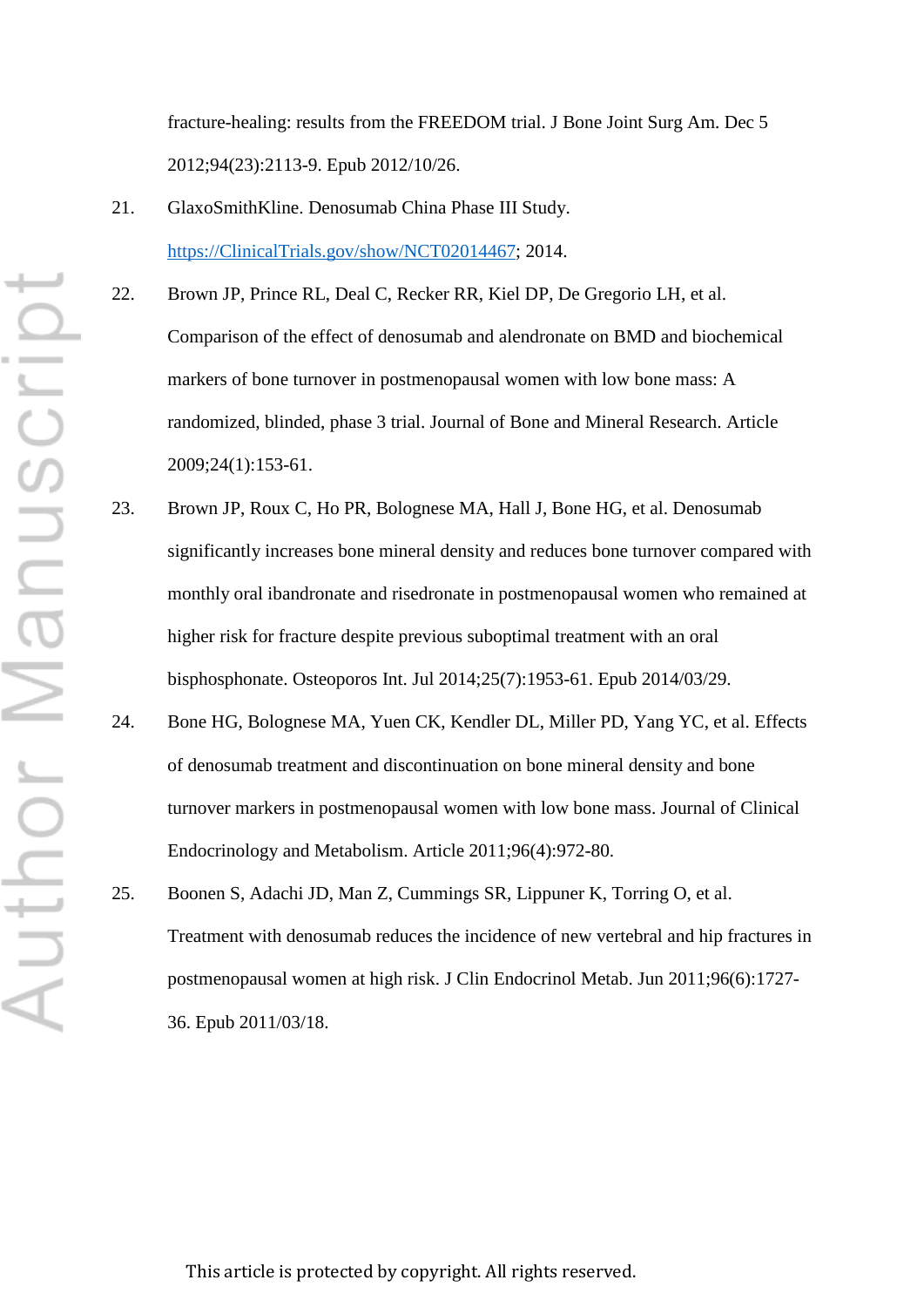fracture-healing: results from the FREEDOM trial. J Bone Joint Surg Am. Dec 5 2012;94(23):2113-9. Epub 2012/10/26.

21. GlaxoSmithKline. Denosumab China Phase III Study. https://ClinicalTrials.gov/show/NCT02014467; 2014.

22. Brown JP, Prince RL, Deal C, Recker RR, Kiel DP, De Gregorio LH, et al. Comparison of the effect of denosumab and alendronate on BMD and biochemical markers of bone turnover in postmenopausal women with low bone mass: A randomized, blinded, phase 3 trial. Journal of Bone and Mineral Research. Article 2009;24(1):153-61.

23. Brown JP, Roux C, Ho PR, Bolognese MA, Hall J, Bone HG, et al. Denosumab significantly increases bone mineral density and reduces bone turnover compared with monthly oral ibandronate and risedronate in postmenopausal women who remained at higher risk for fracture despite previous suboptimal treatment with an oral bisphosphonate. Osteoporos Int. Jul 2014;25(7):1953-61. Epub 2014/03/29.

24. Bone HG, Bolognese MA, Yuen CK, Kendler DL, Miller PD, Yang YC, et al. Effects of denosumab treatment and discontinuation on bone mineral density and bone turnover markers in postmenopausal women with low bone mass. Journal of Clinical Endocrinology and Metabolism. Article 2011;96(4):972-80.

25. Boonen S, Adachi JD, Man Z, Cummings SR, Lippuner K, Torring O, et al. Treatment with denosumab reduces the incidence of new vertebral and hip fractures in postmenopausal women at high risk. J Clin Endocrinol Metab. Jun 2011;96(6):1727-36. Epub 2011/03/18.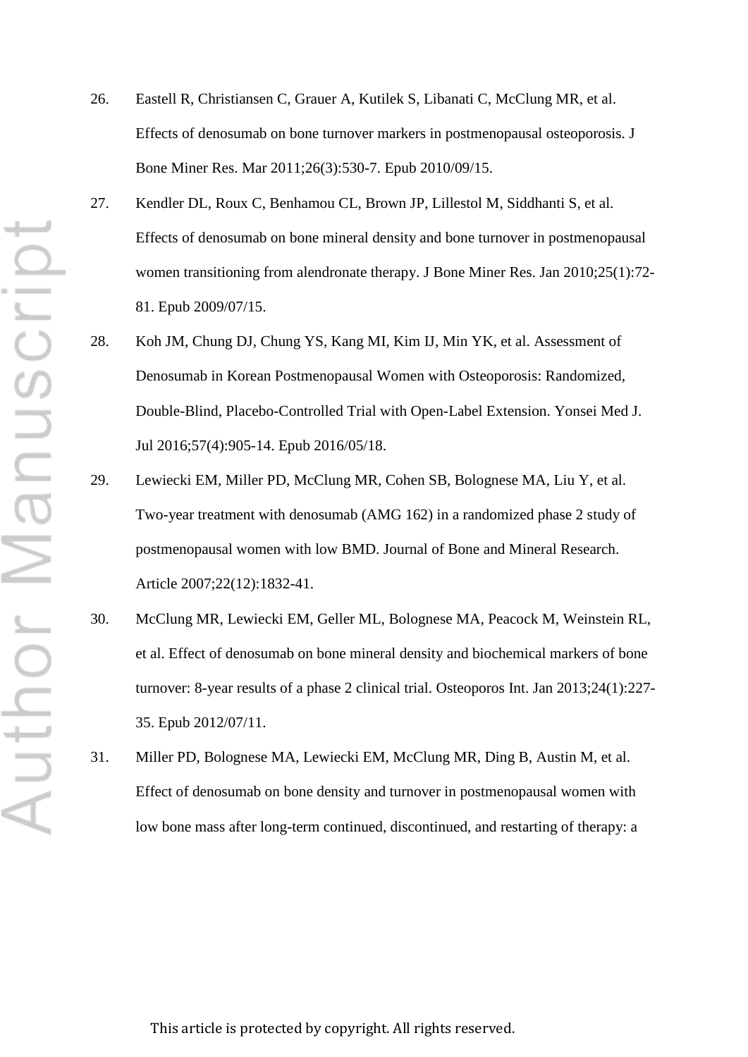26. Eastell R, Christiansen C, Grauer A, Kutilek S, Libanati C, McClung MR, et al. Effects of denosumab on bone turnover markers in postmenopausal osteoporosis. J Bone Miner Res. Mar 2011;26(3):530-7. Epub 2010/09/15.

27. Kendler DL, Roux C, Benhamou CL, Brown JP, Lillestol M, Siddhanti S, et al. Effects of denosumab on bone mineral density and bone turnover in postmenopausal women transitioning from alendronate therapy. J Bone Miner Res. Jan 2010;25(1):72-81. Epub 2009/07/15.

28. Koh JM, Chung DJ, Chung YS, Kang MI, Kim IJ, Min YK, et al. Assessment of Denosumab in Korean Postmenopausal Women with Osteoporosis: Randomized, Double-Blind, Placebo-Controlled Trial with Open-Label Extension. Yonsei Med J. Jul 2016;57(4):905-14. Epub 2016/05/18.

29. Lewiecki EM, Miller PD, McClung MR, Cohen SB, Bolognese MA, Liu Y, et al. Two-year treatment with denosumab (AMG 162) in a randomized phase 2 study of postmenopausal women with low BMD. Journal of Bone and Mineral Research. Article 2007;22(12):1832-41.

30. McClung MR, Lewiecki EM, Geller ML, Bolognese MA, Peacock M, Weinstein RL, et al. Effect of denosumab on bone mineral density and biochemical markers of bone turnover: 8-year results of a phase 2 clinical trial. Osteoporos Int. Jan 2013;24(1):227-35. Epub 2012/07/11.

31. Miller PD, Bolognese MA, Lewiecki EM, McClung MR, Ding B, Austin M, et al. Effect of denosumab on bone density and turnover in postmenopausal women with low bone mass after long-term continued, discontinued, and restarting of therapy: a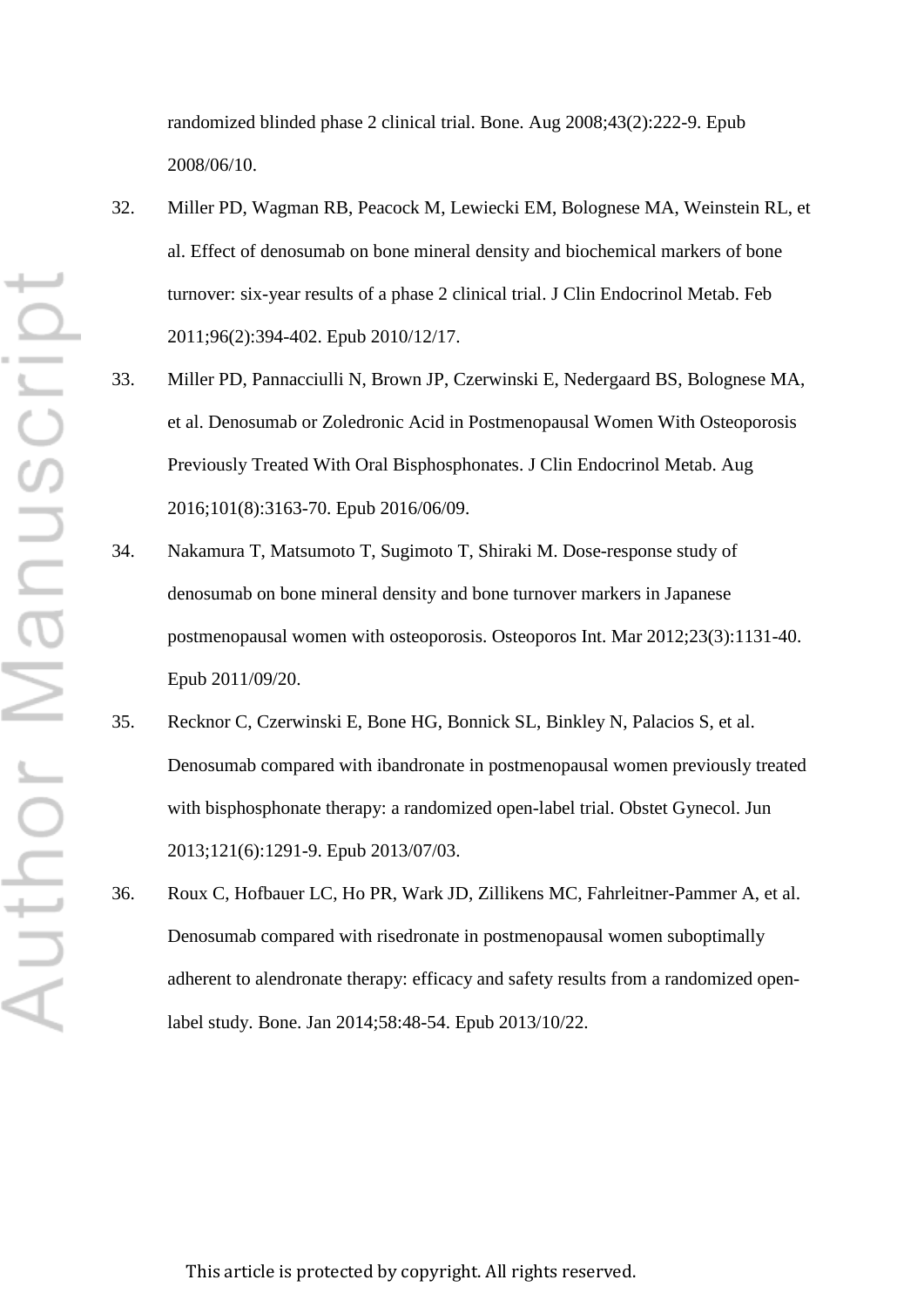randomized blinded phase 2 clinical trial. Bone. Aug 2008;43(2):222-9. Epub 2008/06/10.

32. Miller PD, Wagman RB, Peacock M, Lewiecki EM, Bolognese MA, Weinstein RL, et al. Effect of denosumab on bone mineral density and biochemical markers of bone turnover: six-year results of a phase 2 clinical trial. J Clin Endocrinol Metab. Feb 2011;96(2):394-402. Epub 2010/12/17.

33. Miller PD, Pannacciulli N, Brown JP, Czerwinski E, Nedergaard BS, Bolognese MA, et al. Denosumab or Zoledronic Acid in Postmenopausal Women With Osteoporosis Previously Treated With Oral Bisphosphonates. J Clin Endocrinol Metab. Aug 2016;101(8):3163-70. Epub 2016/06/09.

34. Nakamura T, Matsumoto T, Sugimoto T, Shiraki M. Dose-response study of denosumab on bone mineral density and bone turnover markers in Japanese postmenopausal women with osteoporosis. Osteoporos Int. Mar 2012;23(3):1131-40. Epub 2011/09/20.

35. Recknor C, Czerwinski E, Bone HG, Bonnick SL, Binkley N, Palacios S, et al. Denosumab compared with ibandronate in postmenopausal women previously treated with bisphosphonate therapy: a randomized open-label trial. Obstet Gynecol. Jun 2013;121(6):1291-9. Epub 2013/07/03.

36. Roux C, Hofbauer LC, Ho PR, Wark JD, Zillikens MC, Fahrleitner-Pammer A, et al. Denosumab compared with risedronate in postmenopausal women suboptimally adherent to alendronate therapy: efficacy and safety results from a randomized open-label study. Bone. Jan 2014;58:48-54. Epub 2013/10/22.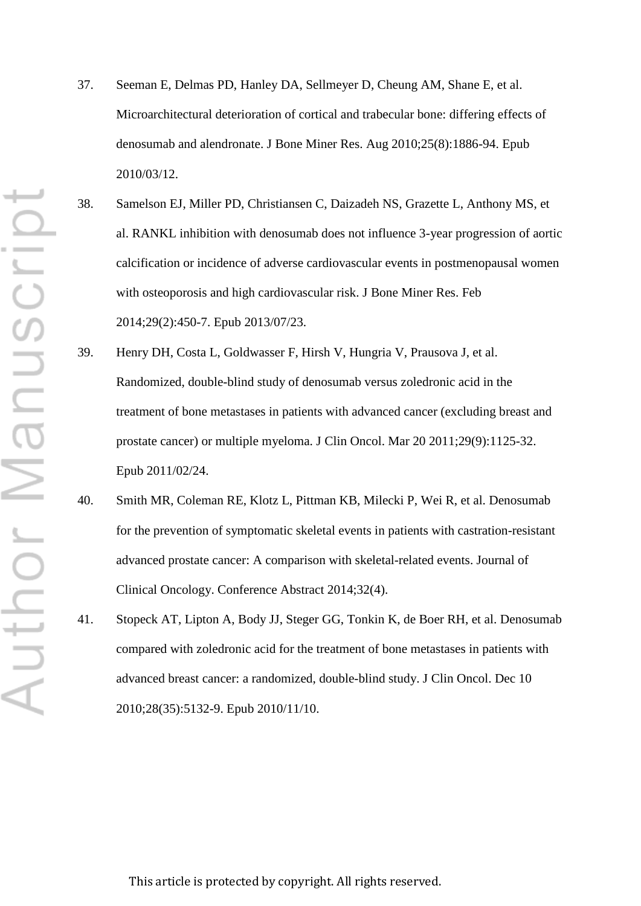37. Seeman E, Delmas PD, Hanley DA, Sellmeyer D, Cheung AM, Shane E, et al. Microarchitectural deterioration of cortical and trabecular bone: differing effects of denosumab and alendronate. J Bone Miner Res. Aug 2010;25(8):1886-94. Epub 2010/03/12.

38. Samelson EJ, Miller PD, Christiansen C, Daizadeh NS, Grazette L, Anthony MS, et al. RANKL inhibition with denosumab does not influence 3-year progression of aortic calcification or incidence of adverse cardiovascular events in postmenopausal women with osteoporosis and high cardiovascular risk. J Bone Miner Res. Feb 2014;29(2):450-7. Epub 2013/07/23.

39. Henry DH, Costa L, Goldwasser F, Hirsh V, Hungria V, Prausova J, et al. Randomized, double-blind study of denosumab versus zoledronic acid in the treatment of bone metastases in patients with advanced cancer (excluding breast and prostate cancer) or multiple myeloma. J Clin Oncol. Mar 20 2011;29(9):1125-32. Epub 2011/02/24.

40. Smith MR, Coleman RE, Klotz L, Pittman KB, Milecki P, Wei R, et al. Denosumab for the prevention of symptomatic skeletal events in patients with castration-resistant advanced prostate cancer: A comparison with skeletal-related events. Journal of Clinical Oncology. Conference Abstract 2014;32(4).

41. Stopeck AT, Lipton A, Body JJ, Steger GG, Tonkin K, de Boer RH, et al. Denosumab compared with zoledronic acid for the treatment of bone metastases in patients with advanced breast cancer: a randomized, double-blind study. J Clin Oncol. Dec 10 2010;28(35):5132-9. Epub 2010/11/10.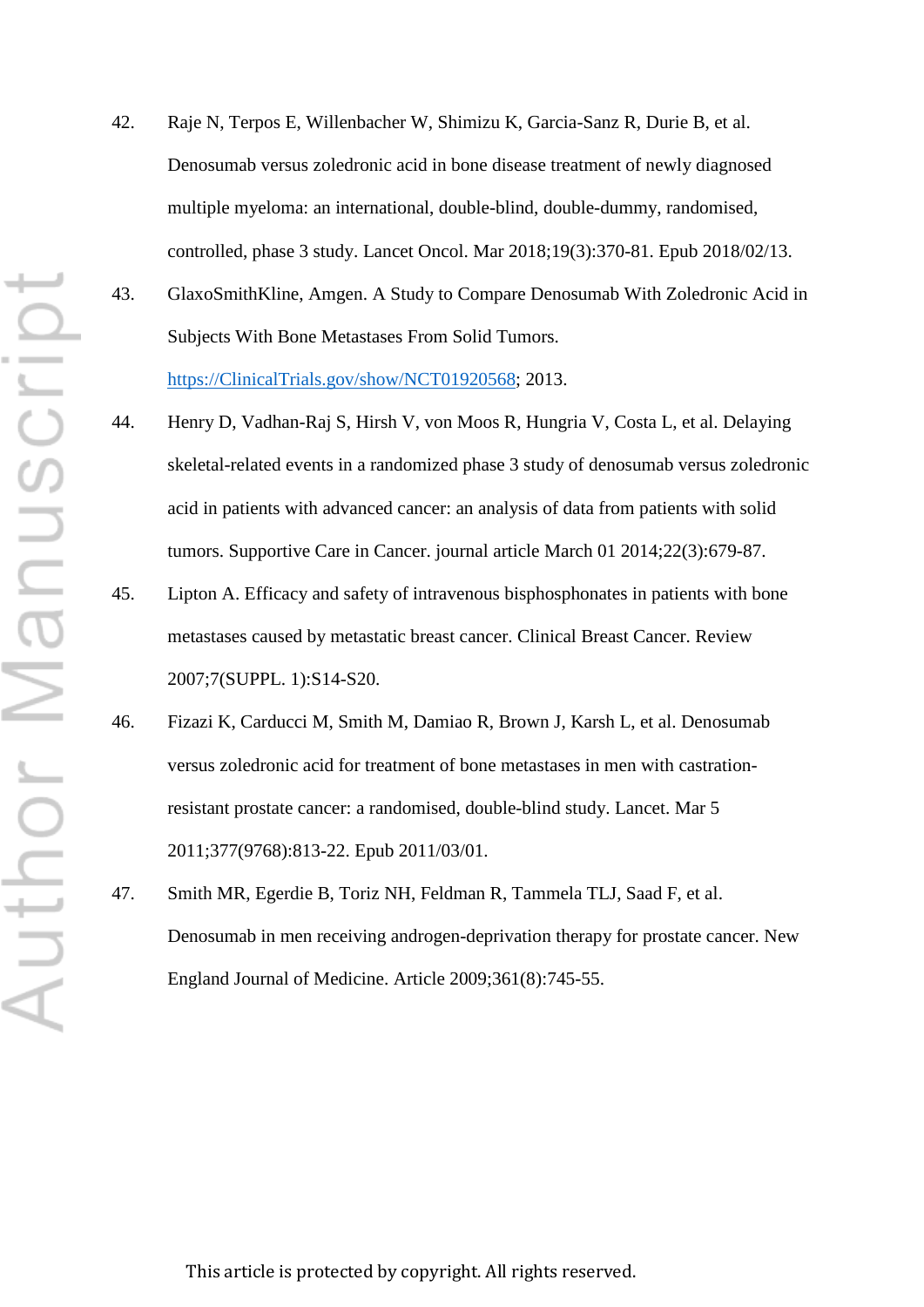42. Raje N, Terpos E, Willenbacher W, Shimizu K, Garcia-Sanz R, Durie B, et al. Denosumab versus zoledronic acid in bone disease treatment of newly diagnosed multiple myeloma: an international, double-blind, double-dummy, randomised, controlled, phase 3 study. Lancet Oncol. Mar 2018;19(3):370-81. Epub 2018/02/13.
43. GlaxoSmithKline, Amgen. A Study to Compare Denosumab With Zoledronic Acid in Subjects With Bone Metastases From Solid Tumors. https://ClinicalTrials.gov/show/NCT01920568; 2013.
44. Henry D, Vadhan-Raj S, Hirsh V, von Moos R, Hungria V, Costa L, et al. Delaying skeletal-related events in a randomized phase 3 study of denosumab versus zoledronic acid in patients with advanced cancer: an analysis of data from patients with solid tumors. Supportive Care in Cancer. journal article March 01 2014;22(3):679-87.
45. Lipton A. Efficacy and safety of intravenous bisphosphonates in patients with bone metastases caused by metastatic breast cancer. Clinical Breast Cancer. Review 2007;7(SUPPL. 1):S14-S20.
46. Fizazi K, Carducci M, Smith M, Damiao R, Brown J, Karsh L, et al. Denosumab versus zoledronic acid for treatment of bone metastases in men with castration-resistant prostate cancer: a randomised, double-blind study. Lancet. Mar 5 2011;377(9768):813-22. Epub 2011/03/01.
47. Smith MR, Egerdie B, Toriz NH, Feldman R, Tammela TLJ, Saad F, et al. Denosumab in men receiving androgen-deprivation therapy for prostate cancer. New England Journal of Medicine. Article 2009;361(8):745-55.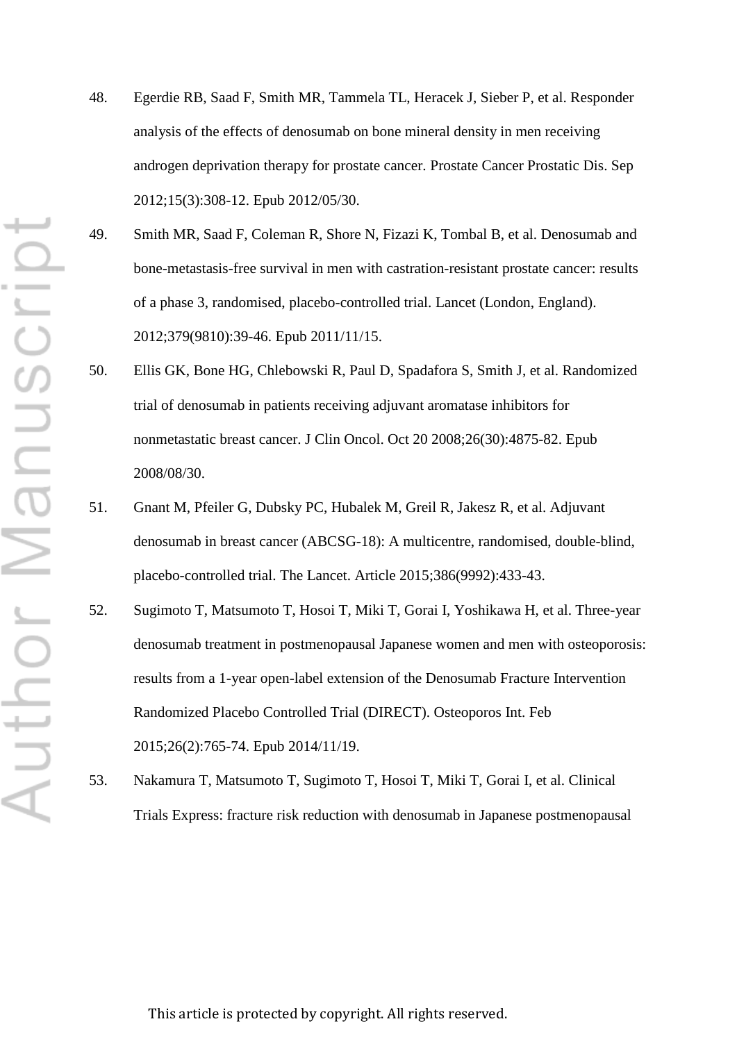48. Egerdie RB, Saad F, Smith MR, Tammela TL, Heracek J, Sieber P, et al. Responder analysis of the effects of denosumab on bone mineral density in men receiving androgen deprivation therapy for prostate cancer. Prostate Cancer Prostatic Dis. Sep 2012;15(3):308-12. Epub 2012/05/30.

49. Smith MR, Saad F, Coleman R, Shore N, Fizazi K, Tombal B, et al. Denosumab and bone-metastasis-free survival in men with castration-resistant prostate cancer: results of a phase 3, randomised, placebo-controlled trial. Lancet (London, England). 2012;379(9810):39-46. Epub 2011/11/15.

50. Ellis GK, Bone HG, Chlebowski R, Paul D, Spadafora S, Smith J, et al. Randomized trial of denosumab in patients receiving adjuvant aromatase inhibitors for nonmetastatic breast cancer. J Clin Oncol. Oct 20 2008;26(30):4875-82. Epub 2008/08/30.

51. Gnant M, Pfeiler G, Dubsky PC, Hubalek M, Greil R, Jakesz R, et al. Adjuvant denosumab in breast cancer (ABCSG-18): A multicentre, randomised, double-blind, placebo-controlled trial. The Lancet. Article 2015;386(9992):433-43.

52. Sugimoto T, Matsumoto T, Hosoi T, Miki T, Gorai I, Yoshikawa H, et al. Three-year denosumab treatment in postmenopausal Japanese women and men with osteoporosis: results from a 1-year open-label extension of the Denosumab Fracture Intervention Randomized Placebo Controlled Trial (DIRECT). Osteoporos Int. Feb 2015;26(2):765-74. Epub 2014/11/19.

53. Nakamura T, Matsumoto T, Sugimoto T, Hosoi T, Miki T, Gorai I, et al. Clinical Trials Express: fracture risk reduction with denosumab in Japanese postmenopausal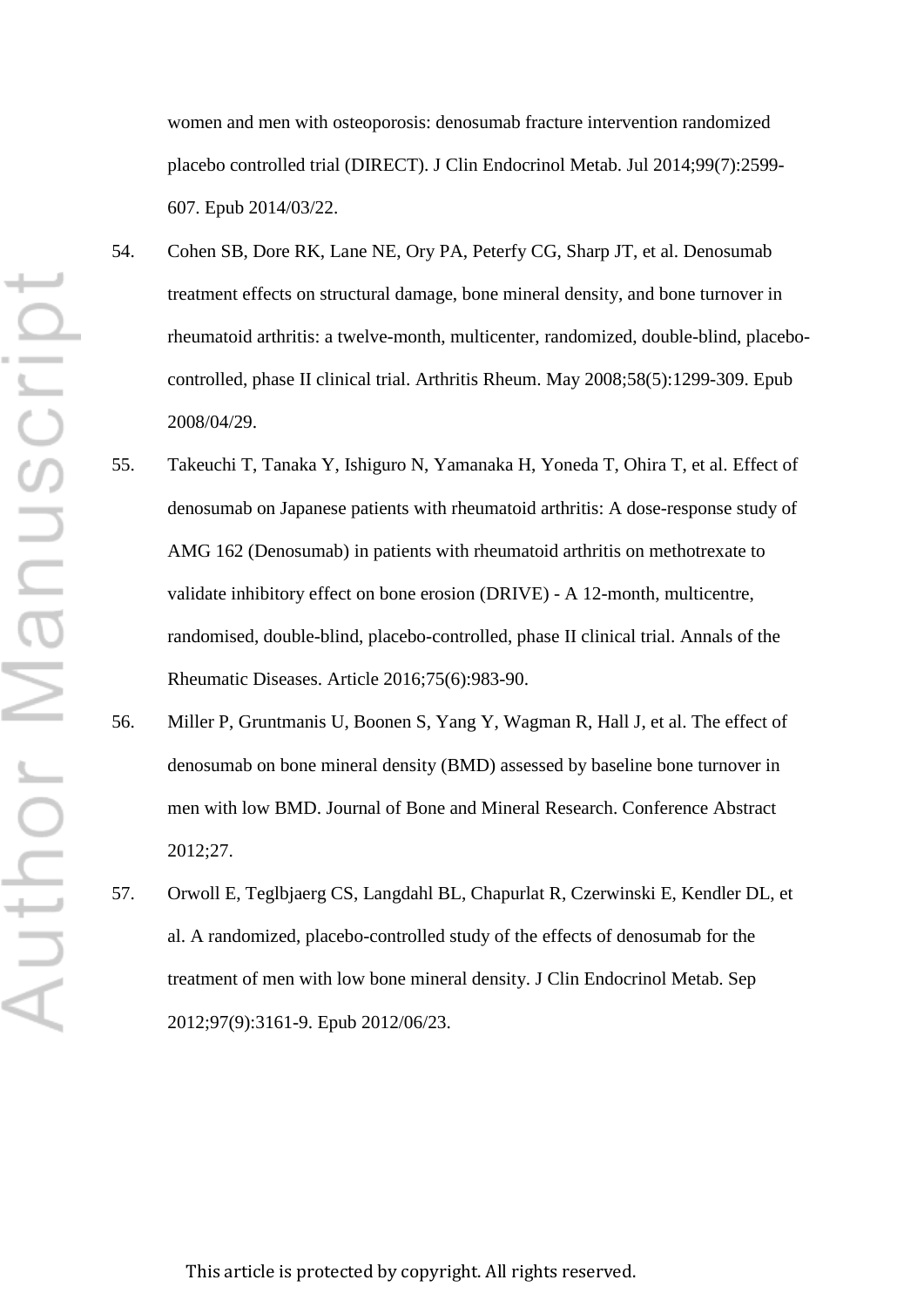women and men with osteoporosis: denosumab fracture intervention randomized placebo controlled trial (DIRECT). J Clin Endocrinol Metab. Jul 2014;99(7):2599-607. Epub 2014/03/22.

54. Cohen SB, Dore RK, Lane NE, Ory PA, Peterfy CG, Sharp JT, et al. Denosumab treatment effects on structural damage, bone mineral density, and bone turnover in rheumatoid arthritis: a twelve-month, multicenter, randomized, double-blind, placebo-controlled, phase II clinical trial. Arthritis Rheum. May 2008;58(5):1299-309. Epub 2008/04/29.

55. Takeuchi T, Tanaka Y, Ishiguro N, Yamanaka H, Yoneda T, Ohira T, et al. Effect of denosumab on Japanese patients with rheumatoid arthritis: A dose-response study of AMG 162 (Denosumab) in patients with rheumatoid arthritis on methotrexate to validate inhibitory effect on bone erosion (DRIVE) - A 12-month, multicentre, randomised, double-blind, placebo-controlled, phase II clinical trial. Annals of the Rheumatic Diseases. Article 2016;75(6):983-90.

56. Miller P, Gruntmanis U, Boonen S, Yang Y, Wagman R, Hall J, et al. The effect of denosumab on bone mineral density (BMD) assessed by baseline bone turnover in men with low BMD. Journal of Bone and Mineral Research. Conference Abstract 2012;27.

57. Orwoll E, Teglbjaerg CS, Langdahl BL, Chapurlat R, Czerwinski E, Kendler DL, et al. A randomized, placebo-controlled study of the effects of denosumab for the treatment of men with low bone mineral density. J Clin Endocrinol Metab. Sep 2012;97(9):3161-9. Epub 2012/06/23.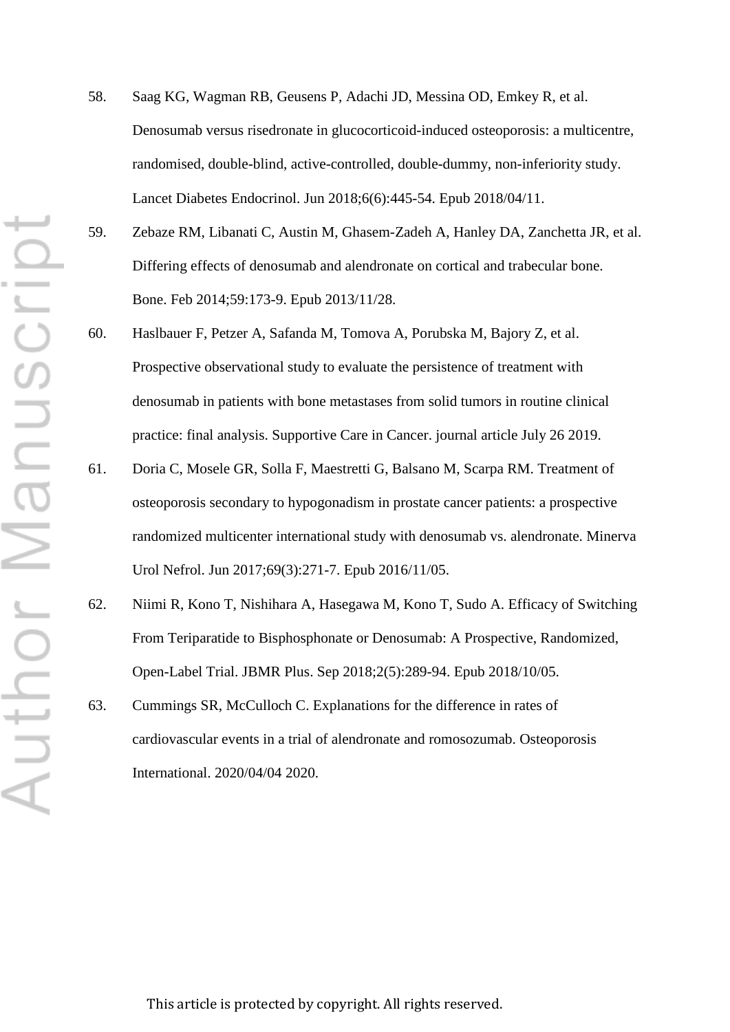58. Saag KG, Wagman RB, Geusens P, Adachi JD, Messina OD, Emkey R, et al. Denosumab versus risedronate in glucocorticoid-induced osteoporosis: a multicentre, randomised, double-blind, active-controlled, double-dummy, non-inferiority study. Lancet Diabetes Endocrinol. Jun 2018;6(6):445-54. Epub 2018/04/11.

59. Zebaze RM, Libanati C, Austin M, Ghasem-Zadeh A, Hanley DA, Zanchetta JR, et al. Differing effects of denosumab and alendronate on cortical and trabecular bone. Bone. Feb 2014;59:173-9. Epub 2013/11/28.

60. Haslbauer F, Petzer A, Safanda M, Tomova A, Porubska M, Bajory Z, et al. Prospective observational study to evaluate the persistence of treatment with denosumab in patients with bone metastases from solid tumors in routine clinical practice: final analysis. Supportive Care in Cancer. journal article July 26 2019.

61. Doria C, Mosele GR, Solla F, Maestretti G, Balsano M, Scarpa RM. Treatment of osteoporosis secondary to hypogonadism in prostate cancer patients: a prospective randomized multicenter international study with denosumab vs. alendronate. Minerva Urol Nefrol. Jun 2017;69(3):271-7. Epub 2016/11/05.

62. Niimi R, Kono T, Nishihara A, Hasegawa M, Kono T, Sudo A. Efficacy of Switching From Teriparatide to Bisphosphonate or Denosumab: A Prospective, Randomized, Open-Label Trial. JBMR Plus. Sep 2018;2(5):289-94. Epub 2018/10/05.

63. Cummings SR, McCulloch C. Explanations for the difference in rates of cardiovascular events in a trial of alendronate and romosozumab. Osteoporosis International. 2020/04/04 2020.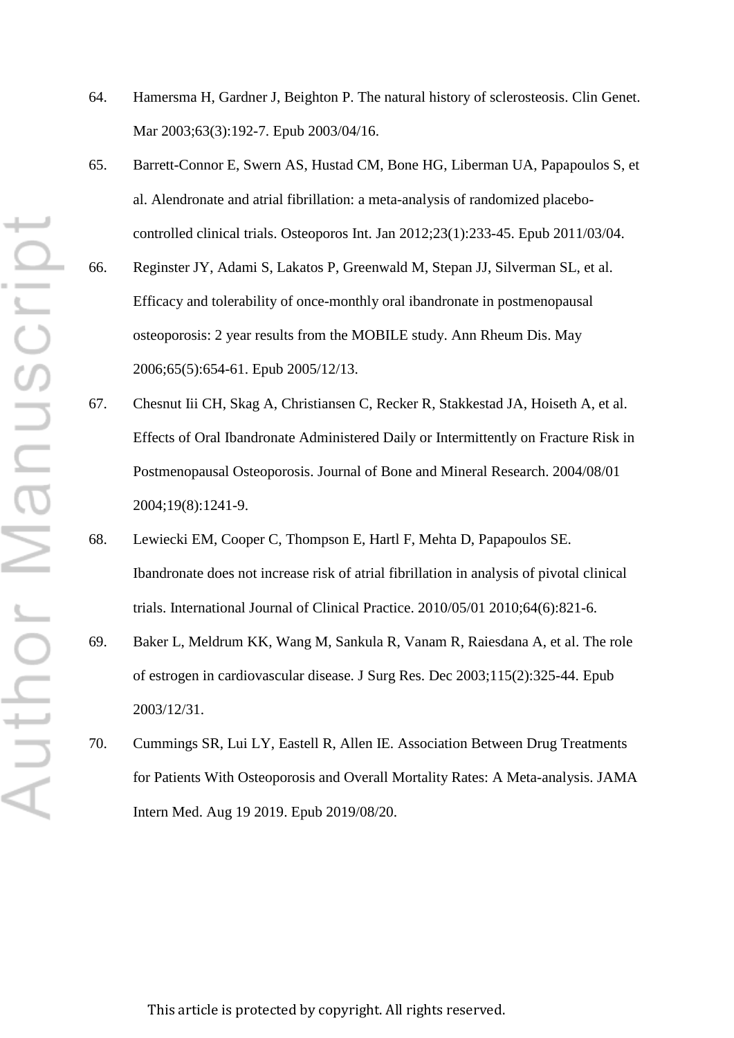64. Hamersma H, Gardner J, Beighton P. The natural history of sclerosteosis. Clin Genet. Mar 2003;63(3):192-7. Epub 2003/04/16.

65. Barrett-Connor E, Swern AS, Hustad CM, Bone HG, Liberman UA, Papapoulos S, et al. Alendronate and atrial fibrillation: a meta-analysis of randomized placebo-controlled clinical trials. Osteoporos Int. Jan 2012;23(1):233-45. Epub 2011/03/04.

66. Reginster JY, Adami S, Lakatos P, Greenwald M, Stepan JJ, Silverman SL, et al. Efficacy and tolerability of once-monthly oral ibandronate in postmenopausal osteoporosis: 2 year results from the MOBILE study. Ann Rheum Dis. May 2006;65(5):654-61. Epub 2005/12/13.

67. Chesnut Iii CH, Skag A, Christiansen C, Recker R, Stakkestad JA, Hoiseth A, et al. Effects of Oral Ibandronate Administered Daily or Intermittently on Fracture Risk in Postmenopausal Osteoporosis. Journal of Bone and Mineral Research. 2004/08/01 2004;19(8):1241-9.

68. Lewiecki EM, Cooper C, Thompson E, Hartl F, Mehta D, Papapoulos SE. Ibandronate does not increase risk of atrial fibrillation in analysis of pivotal clinical trials. International Journal of Clinical Practice. 2010/05/01 2010;64(6):821-6.

69. Baker L, Meldrum KK, Wang M, Sankula R, Vanam R, Raiesdana A, et al. The role of estrogen in cardiovascular disease. J Surg Res. Dec 2003;115(2):325-44. Epub 2003/12/31.

70. Cummings SR, Lui LY, Eastell R, Allen IE. Association Between Drug Treatments for Patients With Osteoporosis and Overall Mortality Rates: A Meta-analysis. JAMA Intern Med. Aug 19 2019. Epub 2019/08/20.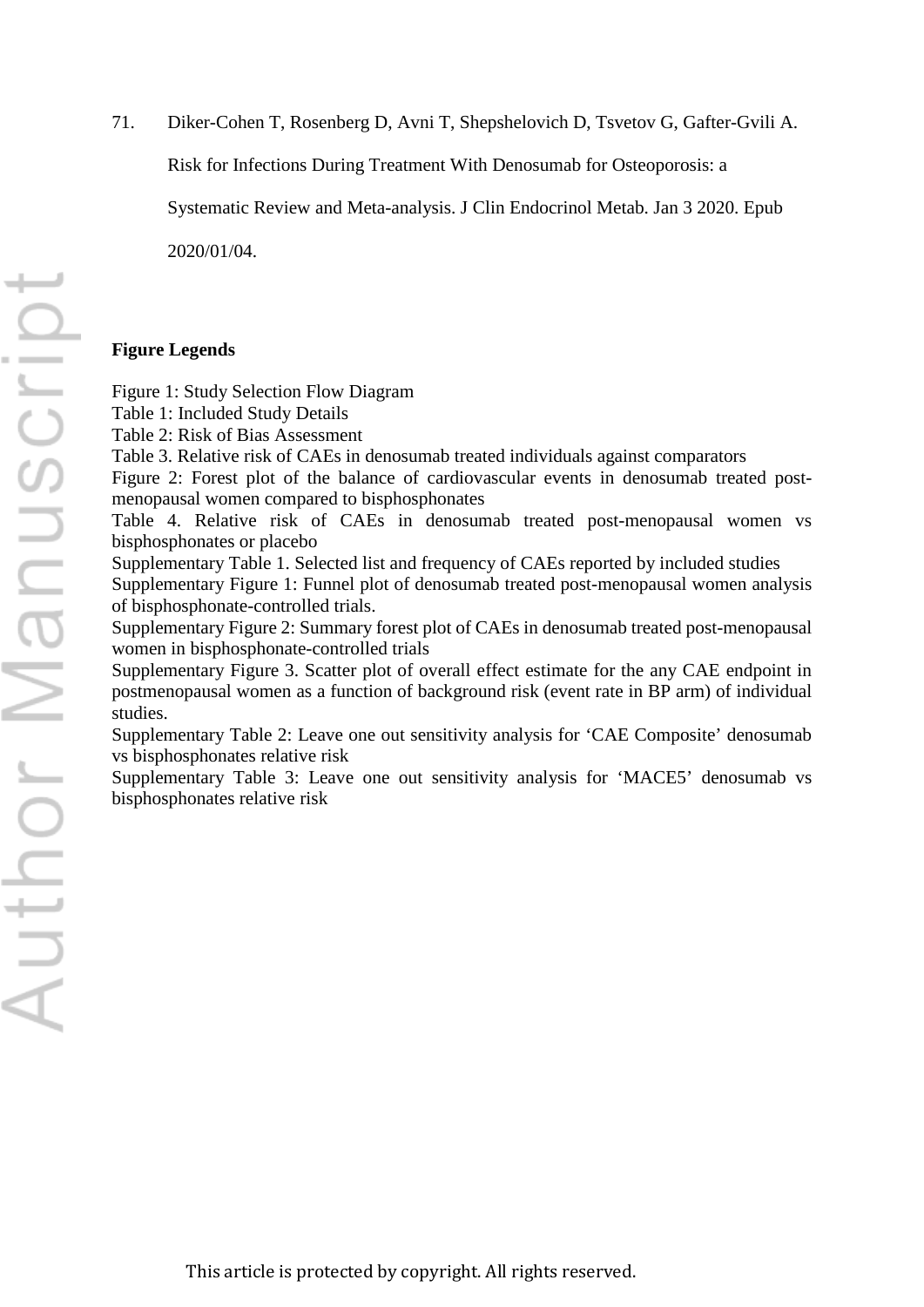71. Diker-Cohen T, Rosenberg D, Avni T, Shepshelovich D, Tsvetov G, Gafter-Gvili A. Risk for Infections During Treatment With Denosumab for Osteoporosis: a Systematic Review and Meta-analysis. J Clin Endocrinol Metab. Jan 3 2020. Epub 2020/01/04.

**Figure Legends**

Figure 1: Study Selection Flow Diagram
Table 1: Included Study Details
Table 2: Risk of Bias Assessment
Table 3. Relative risk of CAEs in denosumab treated individuals against comparators
Figure 2: Forest plot of the balance of cardiovascular events in denosumab treated post-menopausal women compared to bisphosphonates
Table 4. Relative risk of CAEs in denosumab treated post-menopausal women vs bisphosphonates or placebo
Supplementary Table 1. Selected list and frequency of CAEs reported by included studies
Supplementary Figure 1: Funnel plot of denosumab treated post-menopausal women analysis of bisphosphonate-controlled trials.
Supplementary Figure 2: Summary forest plot of CAEs in denosumab treated post-menopausal women in bisphosphonate-controlled trials
Supplementary Figure 3. Scatter plot of overall effect estimate for the any CAE endpoint in postmenopausal women as a function of background risk (event rate in BP arm) of individual studies.
Supplementary Table 2: Leave one out sensitivity analysis for 'CAE Composite' denosumab vs bisphosphonates relative risk
Supplementary Table 3: Leave one out sensitivity analysis for 'MACE5' denosumab vs bisphosphonates relative risk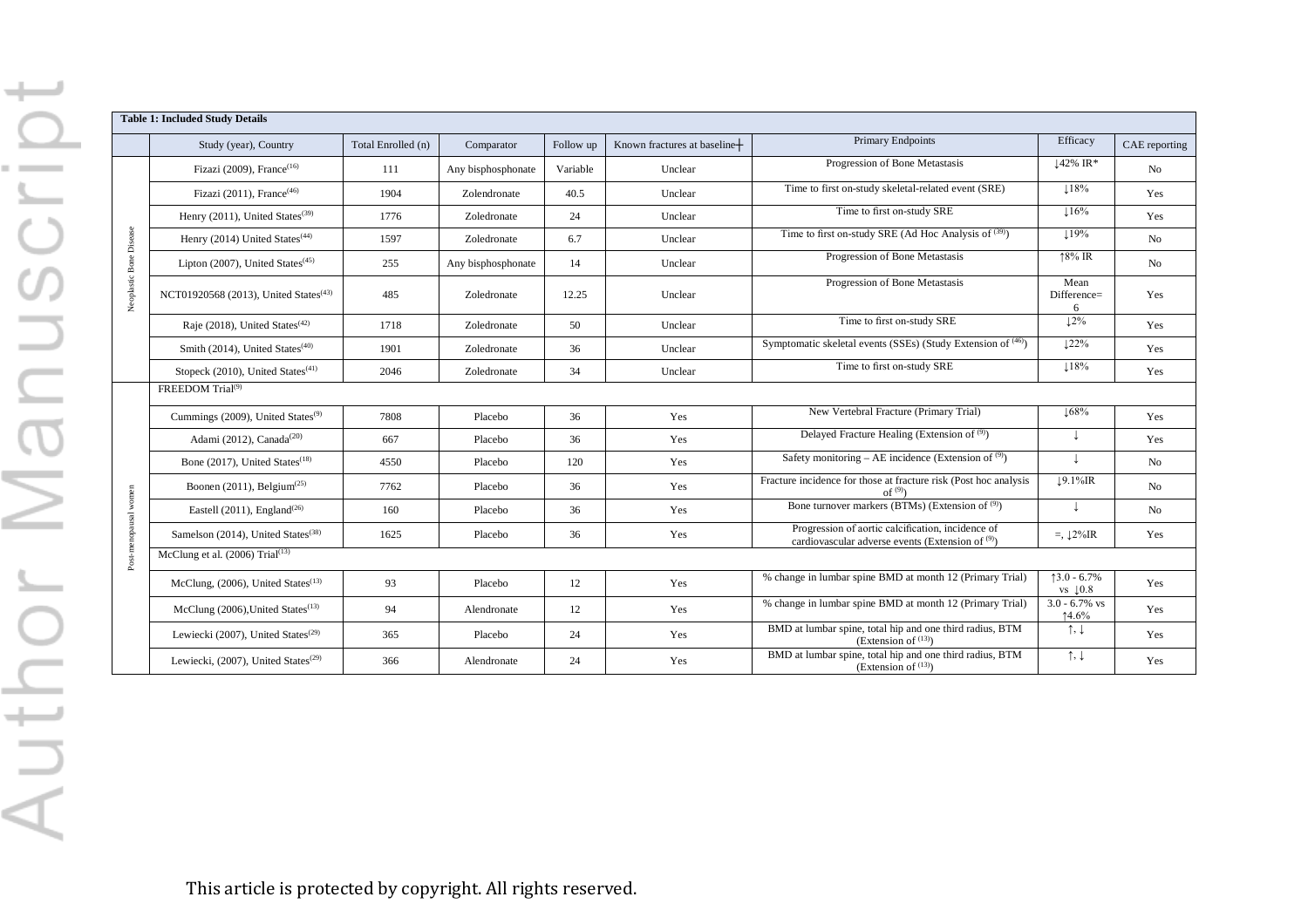**Table 1: Included Study Details**

| | Study (year), Country | Total Enrolled (n) | Comparator | Follow up | Known fractures at baseline┼ | Primary Endpoints | Efficacy | CAE reporting |
|---|---|---|---|---|---|---|---|---|
| Neoplastic Bone Disease | Fizazi (2009), France[16] | 111 | Any bisphosphonate | Variable | Unclear | Progression of Bone Metastasis | ↓42% IR* | No |
| | Fizazi (2011), France[46] | 1904 | Zolendronate | 40.5 | Unclear | Time to first on-study skeletal-related event (SRE) | ↓18% | Yes |
| | Henry (2011), United States[39] | 1776 | Zoledronate | 24 | Unclear | Time to first on-study SRE | ↓16% | Yes |
| | Henry (2014) United States[44] | 1597 | Zoledronate | 6.7 | Unclear | Time to first on-study SRE (Ad Hoc Analysis of [39]) | ↓19% | No |
| | Lipton (2007), United States[45] | 255 | Any bisphosphonate | 14 | Unclear | Progression of Bone Metastasis | ↑8% IR | No |
| | NCT01920568 (2013), United States[43] | 485 | Zoledronate | 12.25 | Unclear | Progression of Bone Metastasis | Mean Difference= 6 | Yes |
| | Raje (2018), United States[42] | 1718 | Zoledronate | 50 | Unclear | Time to first on-study SRE | ↓2% | Yes |
| | Smith (2014), United States[40] | 1901 | Zoledronate | 36 | Unclear | Symptomatic skeletal events (SSEs) (Study Extension of [46]) | ↓22% | Yes |
| | Stopeck (2010), United States[41] | 2046 | Zoledronate | 34 | Unclear | Time to first on-study SRE | ↓18% | Yes |
| Post-menopausal women | FREEDOM Trial[9] | | | | | | | |
| | Cummings (2009), United States[9] | 7808 | Placebo | 36 | Yes | New Vertebral Fracture (Primary Trial) | ↓68% | Yes |
| | Adami (2012), Canada[20] | 667 | Placebo | 36 | Yes | Delayed Fracture Healing (Extension of [9]) | ↓ | Yes |
| | Bone (2017), United States[18] | 4550 | Placebo | 120 | Yes | Safety monitoring – AE incidence (Extension of [9]) | ↓ | No |
| | Boonen (2011), Belgium[25] | 7762 | Placebo | 36 | Yes | Fracture incidence for those at fracture risk (Post hoc analysis of [9]) | ↓9.1%IR | No |
| | Eastell (2011), England[26] | 160 | Placebo | 36 | Yes | Bone turnover markers (BTMs) (Extension of [9]) | ↓ | No |
| | Samelson (2014), United States[38] | 1625 | Placebo | 36 | Yes | Progression of aortic calcification, incidence of cardiovascular adverse events (Extension of [9]) | =, ↓2%IR | Yes |
| | McClung et al. (2006) Trial[13] | | | | | | | |
| | McClung, (2006), United States[13] | 93 | Placebo | 12 | Yes | % change in lumbar spine BMD at month 12 (Primary Trial) | ↑3.0 - 6.7% vs ↓0.8 | Yes |
| | McClung (2006),United States[13] | 94 | Alendronate | 12 | Yes | % change in lumbar spine BMD at month 12 (Primary Trial) | 3.0 - 6.7% vs ↑4.6% | Yes |
| | Lewiecki (2007), United States[29] | 365 | Placebo | 24 | Yes | BMD at lumbar spine, total hip and one third radius, BTM (Extension of [13]) | ↑, ↓ | Yes |
| | Lewiecki, (2007), United States[29] | 366 | Alendronate | 24 | Yes | BMD at lumbar spine, total hip and one third radius, BTM (Extension of [13]) | ↑, ↓ | Yes |

This article is protected by copyright. All rights reserved.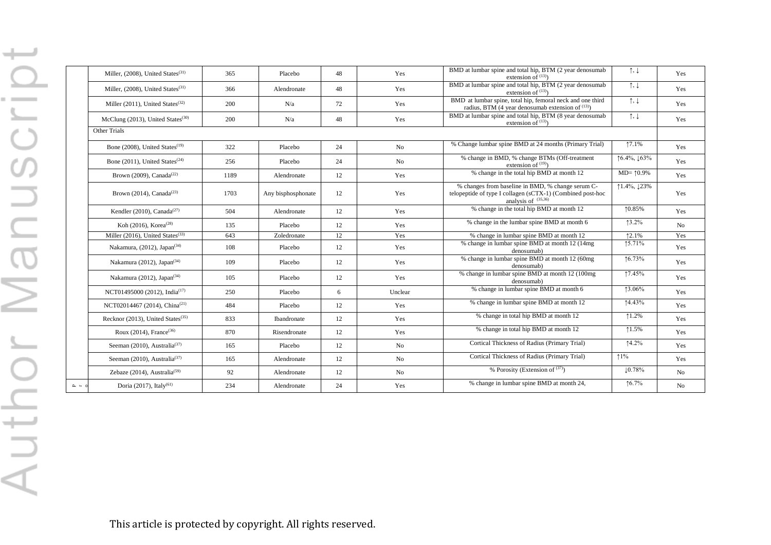| | | | | | | | |
|---|---|---|---|---|---|---|---|
| | Miller, (2008), United States[31] | 365 | Placebo | 48 | Yes | BMD at lumbar spine and total hip, BTM (2 year denosumab extension of [13]) | ↑, ↓ | Yes |
| | Miller, (2008), United States[31] | 366 | Alendronate | 48 | Yes | BMD at lumbar spine and total hip, BTM (2 year denosumab extension of [13]) | ↑, ↓ | Yes |
| | Miller (2011), United States[32] | 200 | N/a | 72 | Yes | BMD at lumbar spine, total hip, femoral neck and one third radius, BTM (4 year denosumab extension of [13]) | ↑, ↓ | Yes |
| | McClung (2013), United States[30] | 200 | N/a | 48 | Yes | BMD at lumbar spine and total hip, BTM (8 year denosumab extension of [13]) | ↑, ↓ | Yes |
| | Other Trials | | | | | | | |
| | Bone (2008), United States[19] | 322 | Placebo | 24 | No | % Change lumbar spine BMD at 24 months (Primary Trial) | ↑7.1% | Yes |
| | Bone (2011), United States[24] | 256 | Placebo | 24 | No | % change in BMD, % change BTMs (Off-treatment extension of [19]) | ↑6.4%, ↓63% | Yes |
| | Brown (2009), Canada[22] | 1189 | Alendronate | 12 | Yes | % change in the total hip BMD at month 12 | MD= ↑0.9% | Yes |
| | Brown (2014), Canada[23] | 1703 | Any bisphosphonate | 12 | Yes | % changes from baseline in BMD, % change serum C-telopeptide of type I collagen (sCTX-1) (Combined post-hoc analysis of [35,36]) | ↑1.4%, ↓23% | Yes |
| | Kendler (2010), Canada[27] | 504 | Alendronate | 12 | Yes | % change in the total hip BMD at month 12 | ↑0.85% | Yes |
| | Koh (2016), Korea[28] | 135 | Placebo | 12 | Yes | % change in the lumbar spine BMD at month 6 | ↑3.2% | No |
| | Miller (2016), United States[33] | 643 | Zoledronate | 12 | Yes | % change in lumbar spine BMD at month 12 | ↑2.1% | Yes |
| | Nakamura, (2012), Japan[34] | 108 | Placebo | 12 | Yes | % change in lumbar spine BMD at month 12 (14mg denosumab) | ↑5.71% | Yes |
| | Nakamura (2012), Japan[34] | 109 | Placebo | 12 | Yes | % change in lumbar spine BMD at month 12 (60mg denosumab) | ↑6.73% | Yes |
| | Nakamura (2012), Japan[34] | 105 | Placebo | 12 | Yes | % change in lumbar spine BMD at month 12 (100mg denosumab) | ↑7.45% | Yes |
| | NCT01495000 (2012), India[17] | 250 | Placebo | 6 | Unclear | % change in lumbar spine BMD at month 6 | ↑3.06% | Yes |
| | NCT02014467 (2014), China[21] | 484 | Placebo | 12 | Yes | % change in lumbar spine BMD at month 12 | ↑4.43% | Yes |
| | Recknor (2013), United States[35] | 833 | Ibandronate | 12 | Yes | % change in total hip BMD at month 12 | ↑1.2% | Yes |
| | Roux (2014), France[36] | 870 | Risendronate | 12 | Yes | % change in total hip BMD at month 12 | ↑1.5% | Yes |
| | Seeman (2010), Australia[37] | 165 | Placebo | 12 | No | Cortical Thickness of Radius (Primary Trial) | ↑4.2% | Yes |
| | Seeman (2010), Australia[37] | 165 | Alendronate | 12 | No | Cortical Thickness of Radius (Primary Trial) | ↑1% | Yes |
| | Zebaze (2014), Australia[59] | 92 | Alendronate | 12 | No | % Porosity (Extension of [37]) | ↓0.78% | No |
| P r o | Doria (2017), Italy[61] | 234 | Alendronate | 24 | Yes | % change in lumbar spine BMD at month 24, | ↑6.7% | No |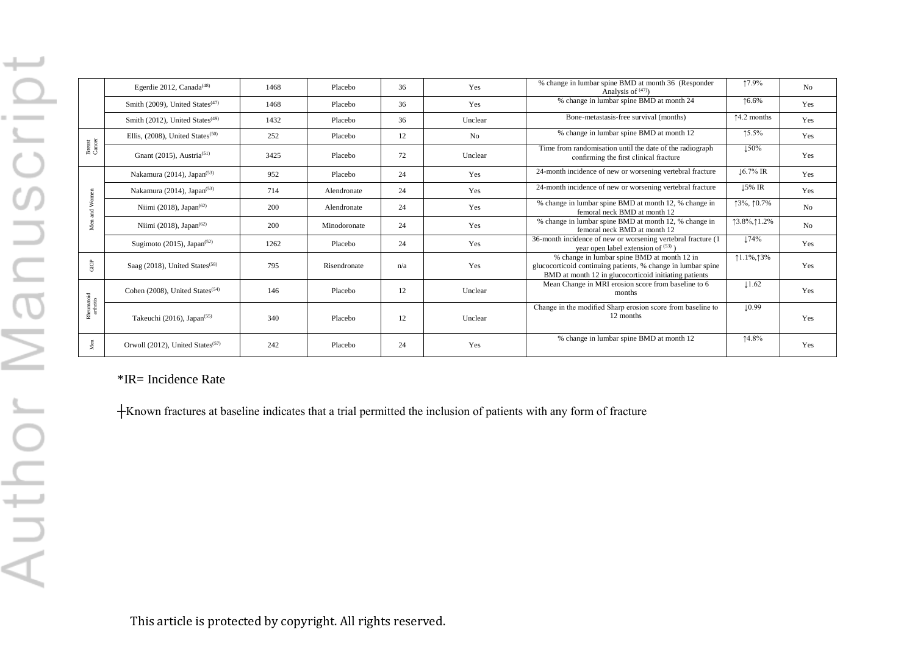| | | | | | | | | |
|---|---|---|---|---|---|---|---|---|
| | Egerdie 2012, Canada[48] | 1468 | Placebo | 36 | Yes | % change in lumbar spine BMD at month 36 (Responder Analysis of [47]) | ↑7.9% | No |
| | Smith (2009), United States[47] | 1468 | Placebo | 36 | Yes | % change in lumbar spine BMD at month 24 | ↑6.6% | Yes |
| | Smith (2012), United States[49] | 1432 | Placebo | 36 | Unclear | Bone-metastasis-free survival (months) | ↑4.2 months | Yes |
| Breast Cancer | Ellis, (2008), United States[50] | 252 | Placebo | 12 | No | % change in lumbar spine BMD at month 12 | ↑5.5% | Yes |
| | Gnant (2015), Austria[51] | 3425 | Placebo | 72 | Unclear | Time from randomisation until the date of the radiograph confirming the first clinical fracture | ↓50% | Yes |
| Men and Women | Nakamura (2014), Japan[53] | 952 | Placebo | 24 | Yes | 24-month incidence of new or worsening vertebral fracture | ↓6.7% IR | Yes |
| | Nakamura (2014), Japan[53] | 714 | Alendronate | 24 | Yes | 24-month incidence of new or worsening vertebral fracture | ↓5% IR | Yes |
| | Niimi (2018), Japan[62] | 200 | Alendronate | 24 | Yes | % change in lumbar spine BMD at month 12, % change in femoral neck BMD at month 12 | ↑3%, ↑0.7% | No |
| | Niimi (2018), Japan[62] | 200 | Minodoronate | 24 | Yes | % change in lumbar spine BMD at month 12, % change in femoral neck BMD at month 12 | ↑3.8%,↑1.2% | No |
| | Sugimoto (2015), Japan[52] | 1262 | Placebo | 24 | Yes | 36-month incidence of new or worsening vertebral fracture (1 year open label extension of [53]) | ↓74% | Yes |
| GIOP | Saag (2018), United States[58] | 795 | Risendronate | n/a | Yes | % change in lumbar spine BMD at month 12 in glucocorticoid continuing patients, % change in lumbar spine BMD at month 12 in glucocorticoid initiating patients | ↑1.1%,↑3% | Yes |
| Rheumatoid arthritis | Cohen (2008), United States[54] | 146 | Placebo | 12 | Unclear | Mean Change in MRI erosion score from baseline to 6 months | ↓1.62 | Yes |
| | Takeuchi (2016), Japan[55] | 340 | Placebo | 12 | Unclear | Change in the modified Sharp erosion score from baseline to 12 months | ↓0.99 | Yes |
| Men | Orwoll (2012), United States[57] | 242 | Placebo | 24 | Yes | % change in lumbar spine BMD at month 12 | ↑4.8% | Yes |

*IR= Incidence Rate

┼Known fractures at baseline indicates that a trial permitted the inclusion of patients with any form of fracture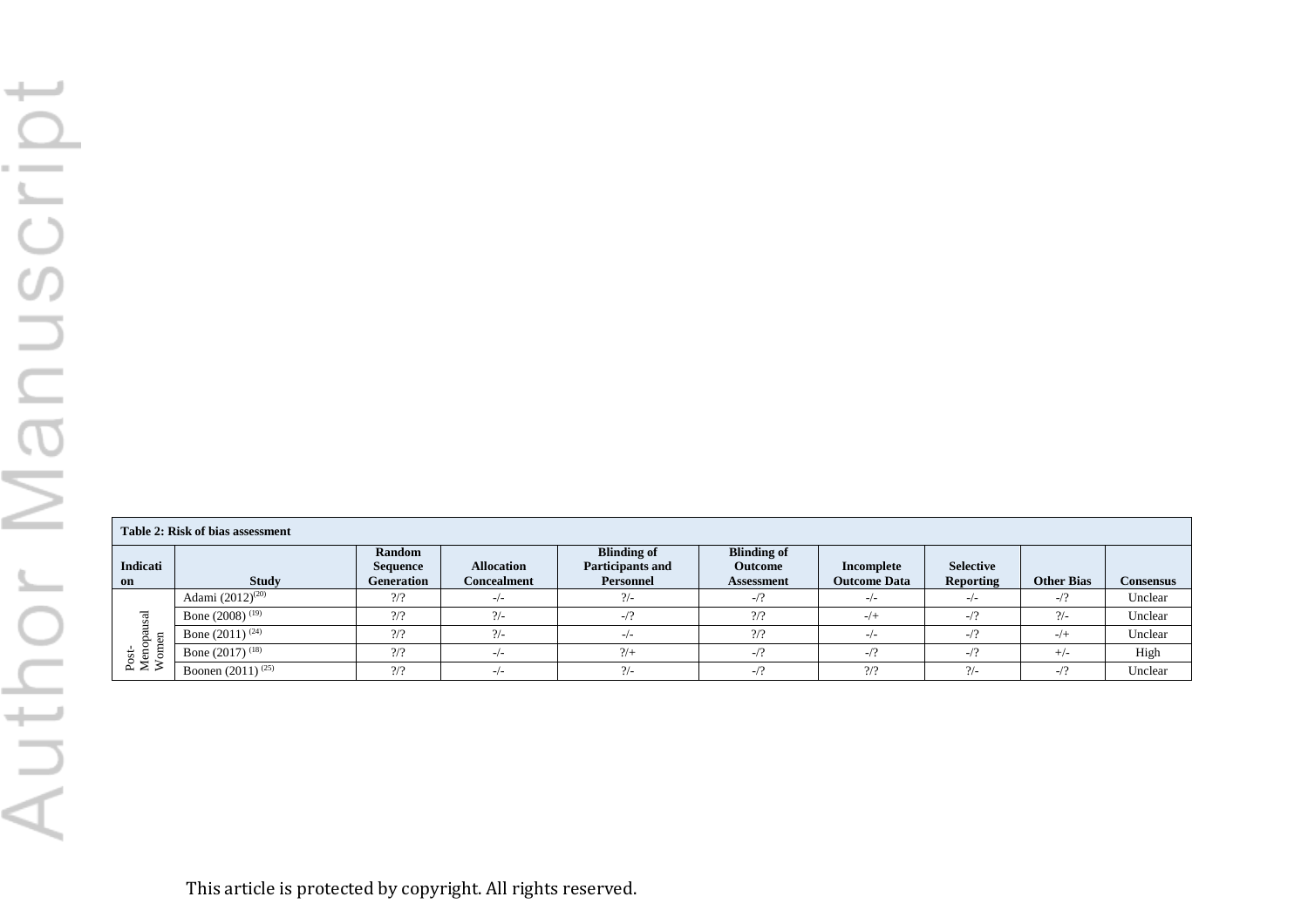**Table 2: Risk of bias assessment**

| Indication | Study | Random Sequence Generation | Allocation Concealment | Blinding of Participants and Personnel | Blinding of Outcome Assessment | Incomplete Outcome Data | Selective Reporting | Other Bias | Consensus |
|---|---|---|---|---|---|---|---|---|---|
| Post-Menopausal Women | Adami (2012)[20] | ?/? | -/- | ?/- | -/? | -/- | -/- | -/? | Unclear |
| | Bone (2008) [19] | ?/? | ?/- | -/? | ?/? | -/+ | -/? | ?/- | Unclear |
| | Bone (2011) [24] | ?/? | ?/- | -/- | ?/? | -/- | -/? | -/+ | Unclear |
| | Bone (2017) [18] | ?/? | -/- | ?/+ | -/? | -/? | -/? | +/- | High |
| | Boonen (2011) [25] | ?/? | -/- | ?/- | -/? | ?/? | ?/- | -/? | Unclear |

This article is protected by copyright. All rights reserved.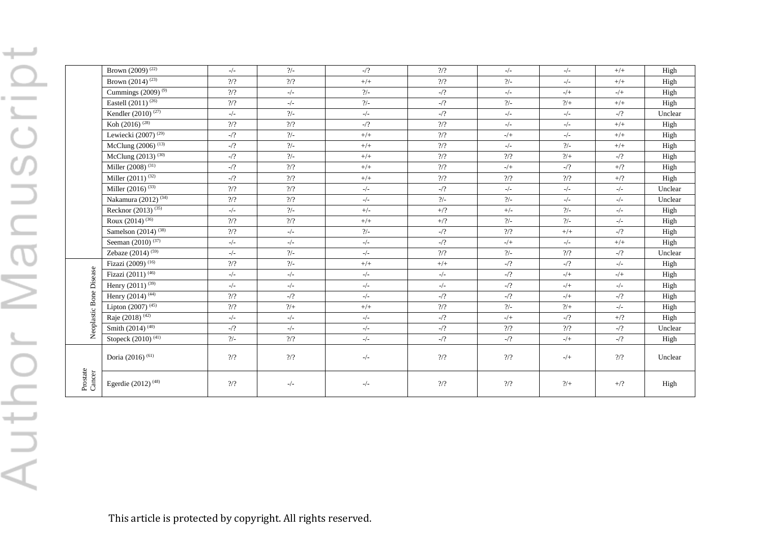| | | | | | | | | | |
|---|---|---|---|---|---|---|---|---|---|
| | Brown (2009) [22] | -/- | ?/- | -/? | ?/? | -/- | -/- | +/+ | High |
| | Brown (2014) [23] | ?/? | ?/? | +/+ | ?/? | ?/- | -/- | +/+ | High |
| | Cummings (2009) [9] | ?/? | -/- | ?/- | -/? | -/- | -/+ | -/+ | High |
| | Eastell (2011) [26] | ?/? | -/- | ?/- | -/? | ?/- | ?/+ | +/+ | High |
| | Kendler (2010) [27] | -/- | ?/- | -/- | -/? | -/- | -/- | -/? | Unclear |
| | Koh (2016) [28] | ?/? | ?/? | -/? | ?/? | -/- | -/- | +/+ | High |
| | Lewiecki (2007) [29] | -/? | ?/- | +/+ | ?/? | -/+ | -/- | +/+ | High |
| | McClung (2006) [13] | -/? | ?/- | +/+ | ?/? | -/- | ?/- | +/+ | High |
| | McClung (2013) [30] | -/? | ?/- | +/+ | ?/? | ?/? | ?/+ | -/? | High |
| | Miller (2008) [31] | -/? | ?/? | +/+ | ?/? | -/+ | -/? | +/? | High |
| | Miller (2011) [32] | -/? | ?/? | +/+ | ?/? | ?/? | ?/? | +/? | High |
| | Miller (2016) [33] | ?/? | ?/? | -/- | -/? | -/- | -/- | -/- | Unclear |
| | Nakamura (2012) [34] | ?/? | ?/? | -/- | ?/- | ?/- | -/- | -/- | Unclear |
| | Recknor (2013) [35] | -/- | ?/- | +/- | +/? | +/- | ?/- | -/- | High |
| | Roux (2014) [36] | ?/? | ?/? | +/+ | +/? | ?/- | ?/- | -/- | High |
| | Samelson (2014) [38] | ?/? | -/- | ?/- | -/? | ?/? | +/+ | -/? | High |
| | Seeman (2010) [37] | -/- | -/- | -/- | -/? | -/+ | -/- | +/+ | High |
| | Zebaze (2014) [59] | -/- | ?/- | -/- | ?/? | ?/- | ?/? | -/? | Unclear |
| Neoplastic Bone Disease | Fizazi (2009) [16] | ?/? | ?/- | +/+ | +/+ | -/? | -/? | -/- | High |
| | Fizazi (2011) [46] | -/- | -/- | -/- | -/- | -/? | -/+ | -/+ | High |
| | Henry (2011) [39] | -/- | -/- | -/- | -/- | -/? | -/+ | -/- | High |
| | Henry (2014) [44] | ?/? | -/? | -/- | -/? | -/? | -/+ | -/? | High |
| | Lipton (2007) [45] | ?/? | ?/+ | +/+ | ?/? | ?/- | ?/+ | -/- | High |
| | Raje (2018) [42] | -/- | -/- | -/- | -/? | -/+ | -/? | +/? | High |
| | Smith (2014) [40] | -/? | -/- | -/- | -/? | ?/? | ?/? | -/? | Unclear |
| | Stopeck (2010) [41] | ?/- | ?/? | -/- | -/? | -/? | -/+ | -/? | High |
| Prostate Cancer | Doria (2016) [61] | ?/? | ?/? | -/- | ?/? | ?/? | -/+ | ?/? | Unclear |
| | Egerdie (2012) [48] | ?/? | -/- | -/- | ?/? | ?/? | ?/+ | +/? | High |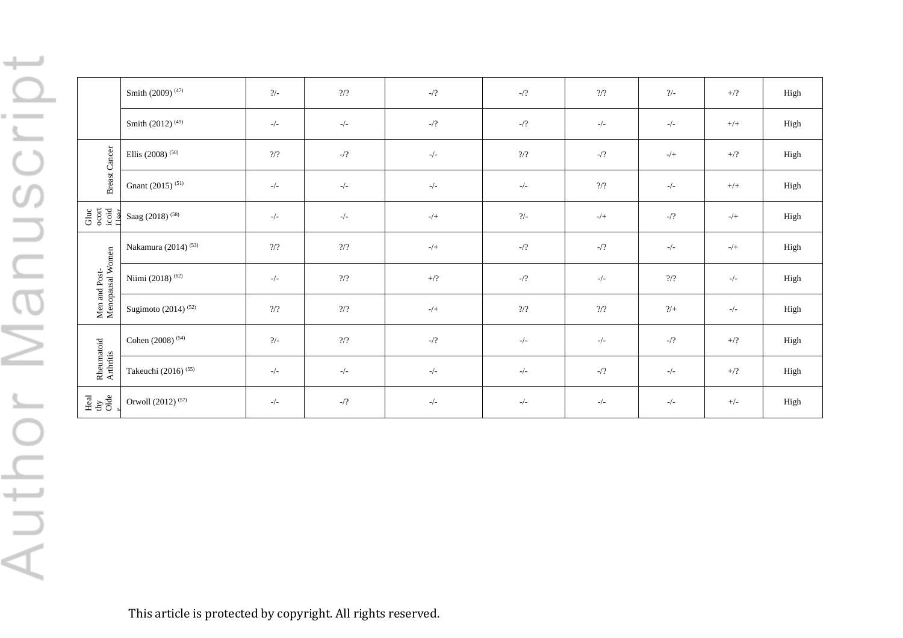| | | | | | | | | | |
|---|---|---|---|---|---|---|---|---|---|
| | Smith (2009) [47] | ?/- | ?/? | -/? | -/? | ?/? | ?/- | +/? | High |
| | Smith (2012) [49] | -/- | -/- | -/? | -/? | -/- | -/- | +/+ | High |
| Breast Cancer | Ellis (2008) [50] | ?/? | -/? | -/- | ?/? | -/? | -/+ | +/? | High |
| | Gnant (2015) [51] | -/- | -/- | -/- | -/- | ?/? | -/- | +/+ | High |
| Glucocorticoid User | Saag (2018) [58] | -/- | -/- | -/+ | ?/- | -/+ | -/? | -/+ | High |
| Men and Post-Menopausal Women | Nakamura (2014) [53] | ?/? | ?/? | -/+ | -/? | -/? | -/- | -/+ | High |
| | Niimi (2018) [62] | -/- | ?/? | +/? | -/? | -/- | ?/? | -/- | High |
| | Sugimoto (2014) [52] | ?/? | ?/? | -/+ | ?/? | ?/? | ?/+ | -/- | High |
| Rheumatoid Arthritis | Cohen (2008) [54] | ?/- | ?/? | -/? | -/- | -/- | -/? | +/? | High |
| | Takeuchi (2016) [55] | -/- | -/- | -/- | -/- | -/? | -/- | +/? | High |
| Healthy Older | Orwoll (2012) [57] | -/- | -/? | -/- | -/- | -/- | -/- | +/- | High |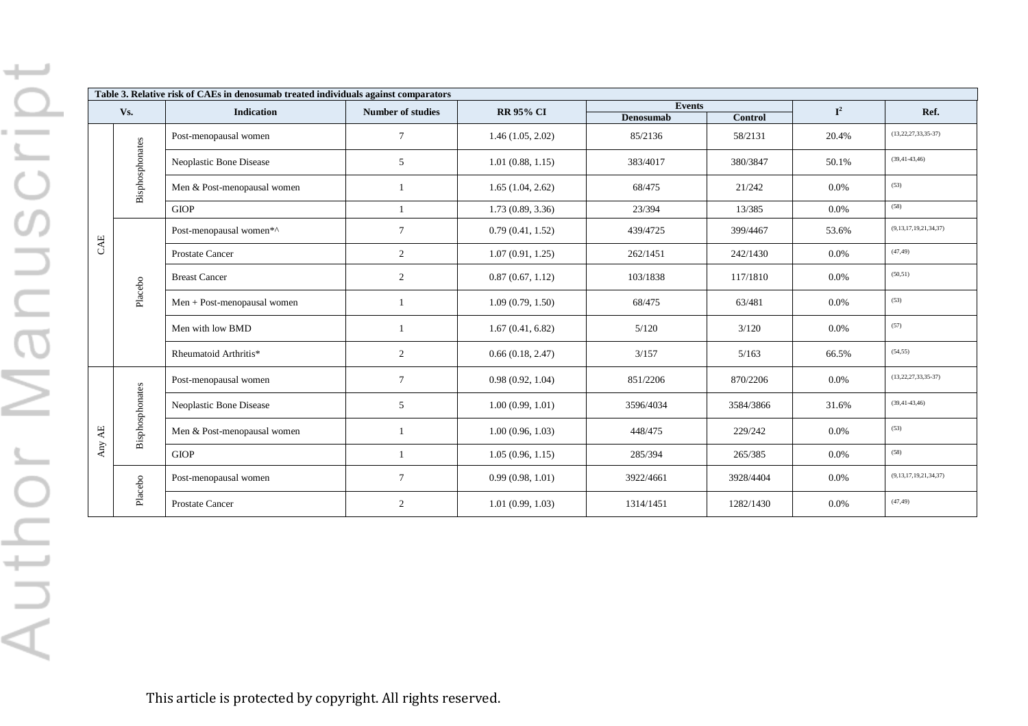**Table 3. Relative risk of CAEs in denosumab treated individuals against comparators**

| Vs. | | Indication | Number of studies | RR 95% CI | Events | | $I^2$ | Ref. |
|---|---|---|---|---|---|---|---|---|
| | | | | | Denosumab | Control | | |
| CAE | Bisphosphonates | Post-menopausal women | 7 | 1.46 (1.05, 2.02) | 85/2136 | 58/2131 | 20.4% | (13,22,27,33,35-37) |
| | | Neoplastic Bone Disease | 5 | 1.01 (0.88, 1.15) | 383/4017 | 380/3847 | 50.1% | (39,41-43,46) |
| | | Men & Post-menopausal women | 1 | 1.65 (1.04, 2.62) | 68/475 | 21/242 | 0.0% | (53) |
| | | GIOP | 1 | 1.73 (0.89, 3.36) | 23/394 | 13/385 | 0.0% | (58) |
| | Placebo | Post-menopausal women*^ | 7 | 0.79 (0.41, 1.52) | 439/4725 | 399/4467 | 53.6% | (9,13,17,19,21,34,37) |
| | | Prostate Cancer | 2 | 1.07 (0.91, 1.25) | 262/1451 | 242/1430 | 0.0% | (47,49) |
| | | Breast Cancer | 2 | 0.87 (0.67, 1.12) | 103/1838 | 117/1810 | 0.0% | (50,51) |
| | | Men + Post-menopausal women | 1 | 1.09 (0.79, 1.50) | 68/475 | 63/481 | 0.0% | (53) |
| | | Men with low BMD | 1 | 1.67 (0.41, 6.82) | 5/120 | 3/120 | 0.0% | (57) |
| | | Rheumatoid Arthritis* | 2 | 0.66 (0.18, 2.47) | 3/157 | 5/163 | 66.5% | (54,55) |
| Any AE | Bisphosphonates | Post-menopausal women | 7 | 0.98 (0.92, 1.04) | 851/2206 | 870/2206 | 0.0% | (13,22,27,33,35-37) |
| | | Neoplastic Bone Disease | 5 | 1.00 (0.99, 1.01) | 3596/4034 | 3584/3866 | 31.6% | (39,41-43,46) |
| | | Men & Post-menopausal women | 1 | 1.00 (0.96, 1.03) | 448/475 | 229/242 | 0.0% | (53) |
| | | GIOP | 1 | 1.05 (0.96, 1.15) | 285/394 | 265/385 | 0.0% | (58) |
| | Placebo | Post-menopausal women | 7 | 0.99 (0.98, 1.01) | 3922/4661 | 3928/4404 | 0.0% | (9,13,17,19,21,34,37) |
| | | Prostate Cancer | 2 | 1.01 (0.99, 1.03) | 1314/1451 | 1282/1430 | 0.0% | (47,49) |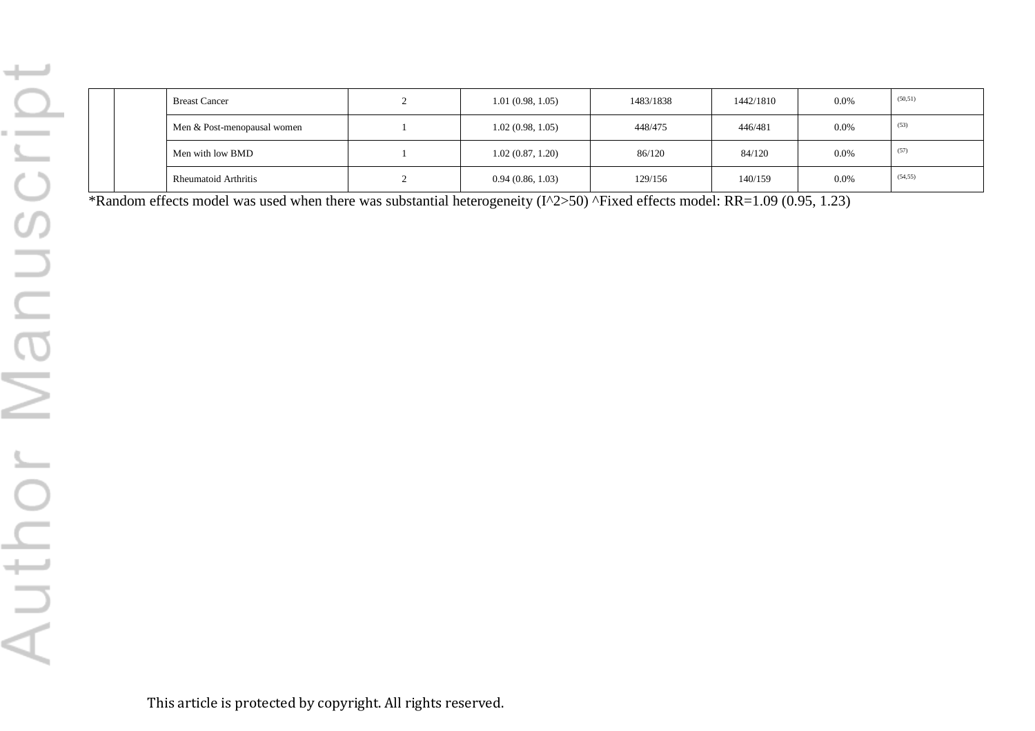| | | | | | | | | |
|---|---|---|---|---|---|---|---|---|
| | | Breast Cancer | 2 | 1.01 (0.98, 1.05) | 1483/1838 | 1442/1810 | 0.0% | (50,51) |
| | | Men & Post-menopausal women | 1 | 1.02 (0.98, 1.05) | 448/475 | 446/481 | 0.0% | (53) |
| | | Men with low BMD | 1 | 1.02 (0.87, 1.20) | 86/120 | 84/120 | 0.0% | (57) |
| | | Rheumatoid Arthritis | 2 | 0.94 (0.86, 1.03) | 129/156 | 140/159 | 0.0% | (54,55) |

*Random effects model was used when there was substantial heterogeneity (I^2>50) ^Fixed effects model: RR=1.09 (0.95, 1.23)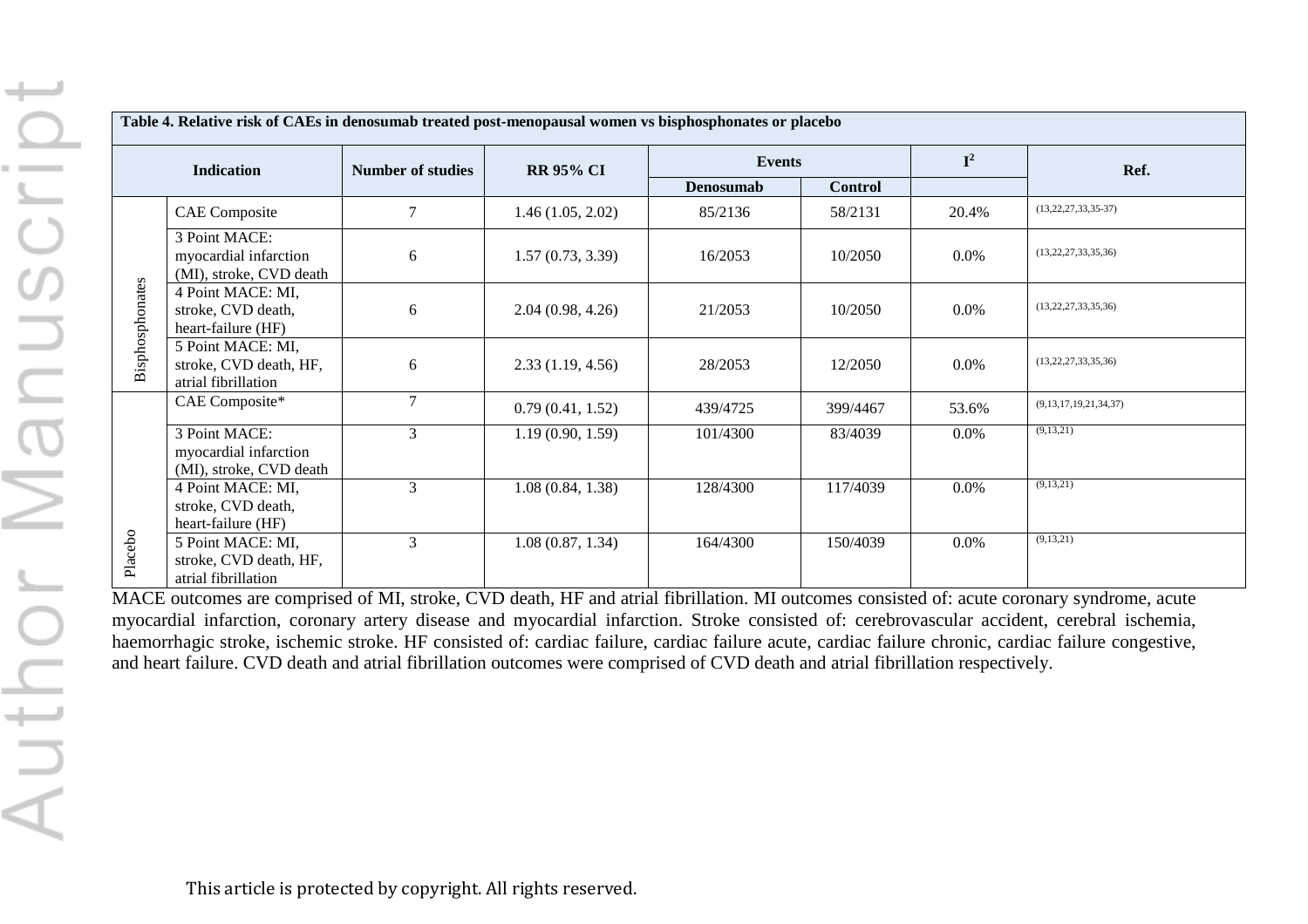**Table 4. Relative risk of CAEs in denosumab treated post-menopausal women vs bisphosphonates or placebo**

| Indication | | Number of studies | RR 95% CI | Events | | $I^2$ | Ref. |
|---|---|---|---|---|---|---|---|
| | | | | Denosumab | Control | | |
| Bisphosphonates | CAE Composite | 7 | 1.46 (1.05, 2.02) | 85/2136 | 58/2131 | 20.4% | (13,22,27,33,35-37) |
| | 3 Point MACE: myocardial infarction (MI), stroke, CVD death | 6 | 1.57 (0.73, 3.39) | 16/2053 | 10/2050 | 0.0% | (13,22,27,33,35,36) |
| | 4 Point MACE: MI, stroke, CVD death, heart-failure (HF) | 6 | 2.04 (0.98, 4.26) | 21/2053 | 10/2050 | 0.0% | (13,22,27,33,35,36) |
| | 5 Point MACE: MI, stroke, CVD death, HF, atrial fibrillation | 6 | 2.33 (1.19, 4.56) | 28/2053 | 12/2050 | 0.0% | (13,22,27,33,35,36) |
| Placebo | CAE Composite* | 7 | 0.79 (0.41, 1.52) | 439/4725 | 399/4467 | 53.6% | (9,13,17,19,21,34,37) |
| | 3 Point MACE: myocardial infarction (MI), stroke, CVD death | 3 | 1.19 (0.90, 1.59) | 101/4300 | 83/4039 | 0.0% | (9,13,21) |
| | 4 Point MACE: MI, stroke, CVD death, heart-failure (HF) | 3 | 1.08 (0.84, 1.38) | 128/4300 | 117/4039 | 0.0% | (9,13,21) |
| | 5 Point MACE: MI, stroke, CVD death, HF, atrial fibrillation | 3 | 1.08 (0.87, 1.34) | 164/4300 | 150/4039 | 0.0% | (9,13,21) |

MACE outcomes are comprised of MI, stroke, CVD death, HF and atrial fibrillation. MI outcomes consisted of: acute coronary syndrome, acute myocardial infarction, coronary artery disease and myocardial infarction. Stroke consisted of: cerebrovascular accident, cerebral ischemia, haemorrhagic stroke, ischemic stroke. HF consisted of: cardiac failure, cardiac failure acute, cardiac failure chronic, cardiac failure congestive, and heart failure. CVD death and atrial fibrillation outcomes were comprised of CVD death and atrial fibrillation respectively.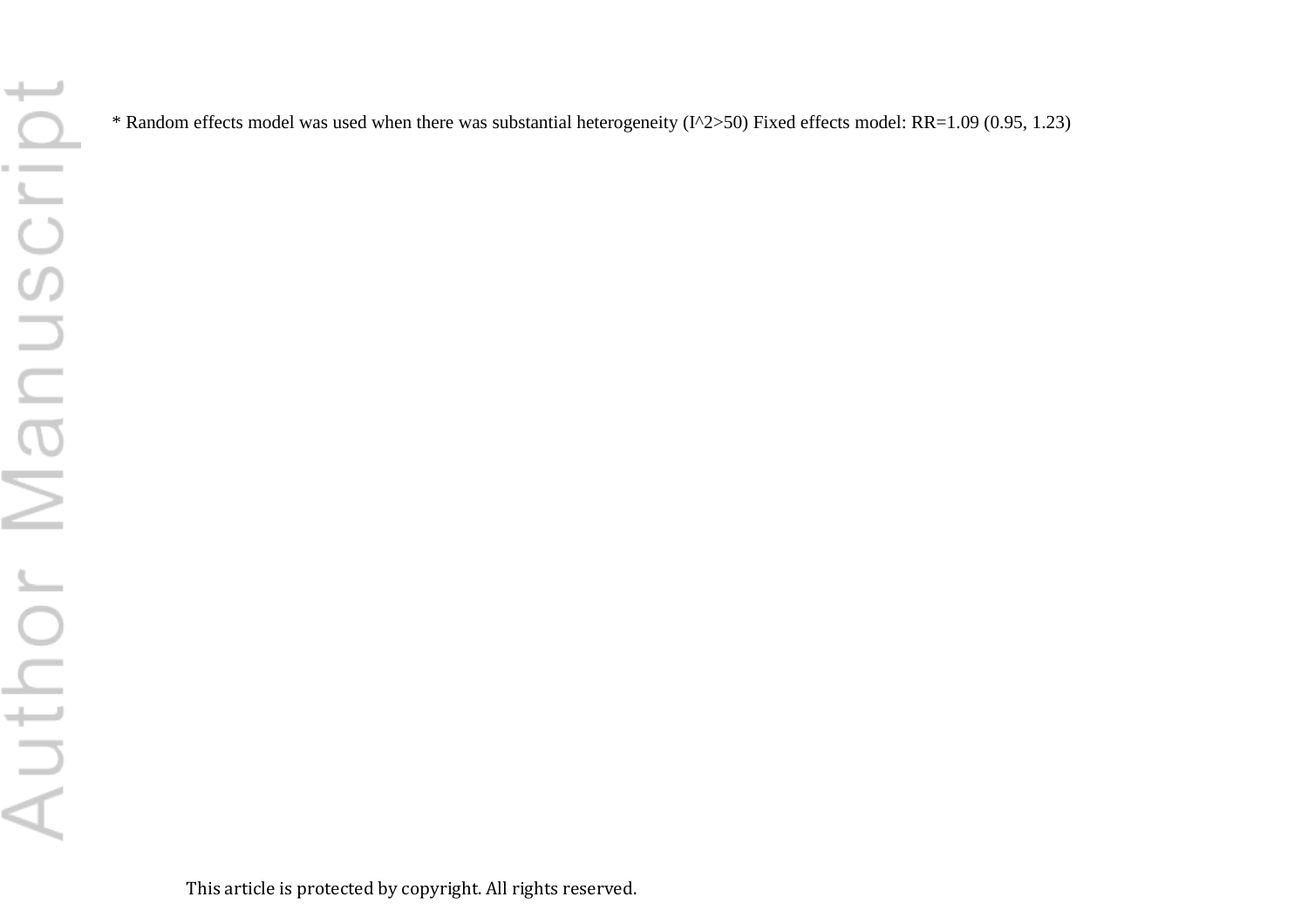* Random effects model was used when there was substantial heterogeneity ($I^2>50$) Fixed effects model: RR=1.09 (0.95, 1.23)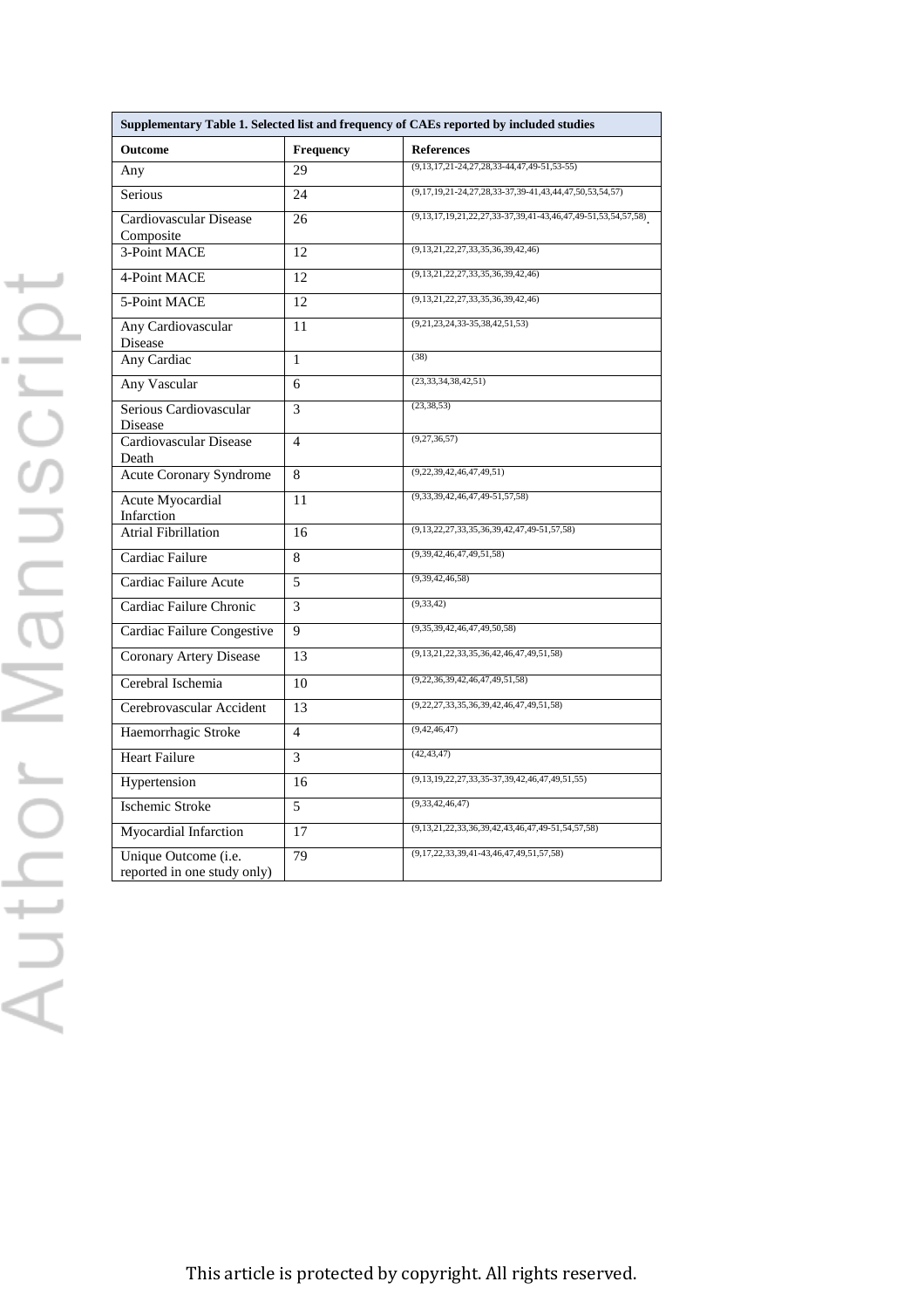**Supplementary Table 1. Selected list and frequency of CAEs reported by included studies**

| Outcome | Frequency | References |
|---|---|---|
| Any | 29 | (9,13,17,21-24,27,28,33-44,47,49-51,53-55) |
| Serious | 24 | (9,17,19,21-24,27,28,33-37,39-41,43,44,47,50,53,54,57) |
| Cardiovascular Disease Composite | 26 | (9,13,17,19,21,22,27,33-37,39,41-43,46,47,49-51,53,54,57,58). |
| 3-Point MACE | 12 | (9,13,21,22,27,33,35,36,39,42,46) |
| 4-Point MACE | 12 | (9,13,21,22,27,33,35,36,39,42,46) |
| 5-Point MACE | 12 | (9,13,21,22,27,33,35,36,39,42,46) |
| Any Cardiovascular Disease | 11 | (9,21,23,24,33-35,38,42,51,53) |
| Any Cardiac | 1 | (38) |
| Any Vascular | 6 | (23,33,34,38,42,51) |
| Serious Cardiovascular Disease | 3 | (23,38,53) |
| Cardiovascular Disease Death | 4 | (9,27,36,57) |
| Acute Coronary Syndrome | 8 | (9,22,39,42,46,47,49,51) |
| Acute Myocardial Infarction | 11 | (9,33,39,42,46,47,49-51,57,58) |
| Atrial Fibrillation | 16 | (9,13,22,27,33,35,36,39,42,47,49-51,57,58) |
| Cardiac Failure | 8 | (9,39,42,46,47,49,51,58) |
| Cardiac Failure Acute | 5 | (9,39,42,46,58) |
| Cardiac Failure Chronic | 3 | (9,33,42) |
| Cardiac Failure Congestive | 9 | (9,35,39,42,46,47,49,50,58) |
| Coronary Artery Disease | 13 | (9,13,21,22,33,35,36,42,46,47,49,51,58) |
| Cerebral Ischemia | 10 | (9,22,36,39,42,46,47,49,51,58) |
| Cerebrovascular Accident | 13 | (9,22,27,33,35,36,39,42,46,47,49,51,58) |
| Haemorrhagic Stroke | 4 | (9,42,46,47) |
| Heart Failure | 3 | (42,43,47) |
| Hypertension | 16 | (9,13,19,22,27,33,35-37,39,42,46,47,49,51,55) |
| Ischemic Stroke | 5 | (9,33,42,46,47) |
| Myocardial Infarction | 17 | (9,13,21,22,33,36,39,42,43,46,47,49-51,54,57,58) |
| Unique Outcome (i.e. reported in one study only) | 79 | (9,17,22,33,39,41-43,46,47,49,51,57,58) |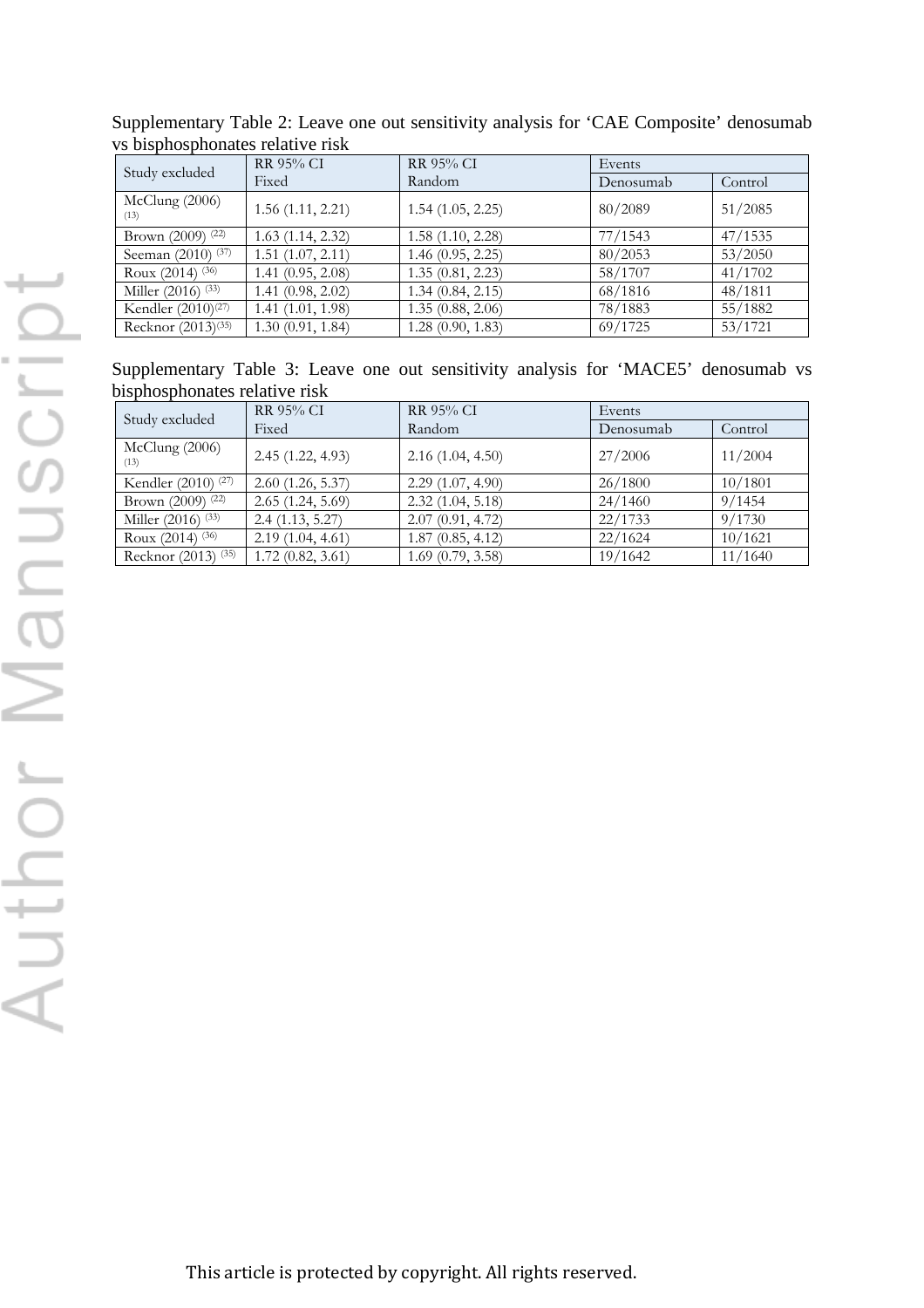Supplementary Table 2: Leave one out sensitivity analysis for 'CAE Composite' denosumab vs bisphosphonates relative risk

| Study excluded | RR 95% CI Fixed | RR 95% CI Random | Events | |
|---|---|---|---|---|
| | | | Denosumab | Control |
| McClung (2006) [13] | 1.56 (1.11, 2.21) | 1.54 (1.05, 2.25) | 80/2089 | 51/2085 |
| Brown (2009) [22] | 1.63 (1.14, 2.32) | 1.58 (1.10, 2.28) | 77/1543 | 47/1535 |
| Seeman (2010) [37] | 1.51 (1.07, 2.11) | 1.46 (0.95, 2.25) | 80/2053 | 53/2050 |
| Roux (2014) [36] | 1.41 (0.95, 2.08) | 1.35 (0.81, 2.23) | 58/1707 | 41/1702 |
| Miller (2016) [33] | 1.41 (0.98, 2.02) | 1.34 (0.84, 2.15) | 68/1816 | 48/1811 |
| Kendler (2010)[27] | 1.41 (1.01, 1.98) | 1.35 (0.88, 2.06) | 78/1883 | 55/1882 |
| Recknor (2013)[35] | 1.30 (0.91, 1.84) | 1.28 (0.90, 1.83) | 69/1725 | 53/1721 |

Supplementary Table 3: Leave one out sensitivity analysis for 'MACE5' denosumab vs bisphosphonates relative risk

| Study excluded | RR 95% CI Fixed | RR 95% CI Random | Events | |
|---|---|---|---|---|
| | | | Denosumab | Control |
| McClung (2006) [13] | 2.45 (1.22, 4.93) | 2.16 (1.04, 4.50) | 27/2006 | 11/2004 |
| Kendler (2010) [27] | 2.60 (1.26, 5.37) | 2.29 (1.07, 4.90) | 26/1800 | 10/1801 |
| Brown (2009) [22] | 2.65 (1.24, 5.69) | 2.32 (1.04, 5.18) | 24/1460 | 9/1454 |
| Miller (2016) [33] | 2.4 (1.13, 5.27) | 2.07 (0.91, 4.72) | 22/1733 | 9/1730 |
| Roux (2014) [36] | 2.19 (1.04, 4.61) | 1.87 (0.85, 4.12) | 22/1624 | 10/1621 |
| Recknor (2013) [35] | 1.72 (0.82, 3.61) | 1.69 (0.79, 3.58) | 19/1642 | 11/1640 |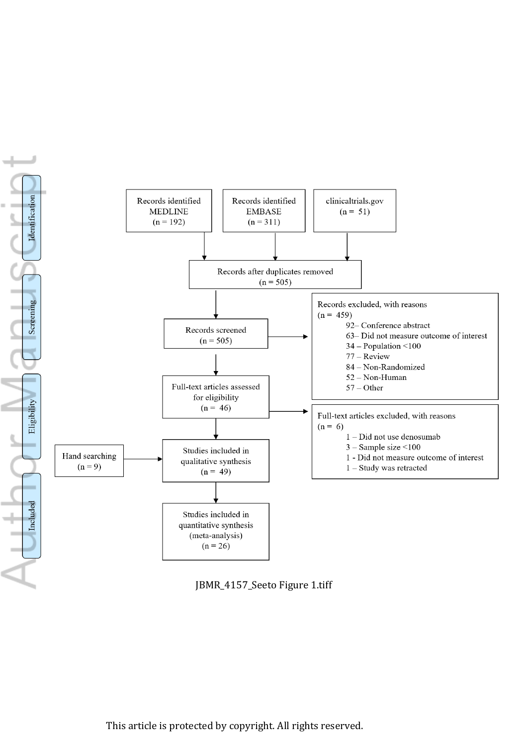Identification

Records identified MEDLINE (n = 192)

Records identified EMBASE (n = 311)

clinicaltrials.gov (n = 51)

Records after duplicates removed (n = 505)

Screening

Records screened (n = 505)

Records excluded, with reasons (n = 459)

- 92– Conference abstract
- 63– Did not measure outcome of interest
- 34 – Population <100
- 77 – Review
- 84 – Non-Randomized
- 52 – Non-Human
- 57 – Other

Eligibility

Full-text articles assessed for eligibility (n = 46)

Full-text articles excluded, with reasons (n = 6)

- 1 – Did not use denosumab
- 3 – Sample size <100
- 1 - Did not measure outcome of interest
- 1 – Study was retracted

Hand searching (n = 9)

Studies included in qualitative synthesis (n = 49)

Included

Studies included in quantitative synthesis (meta-analysis) (n = 26)

JBMR_4157_Seeto Figure 1.tiff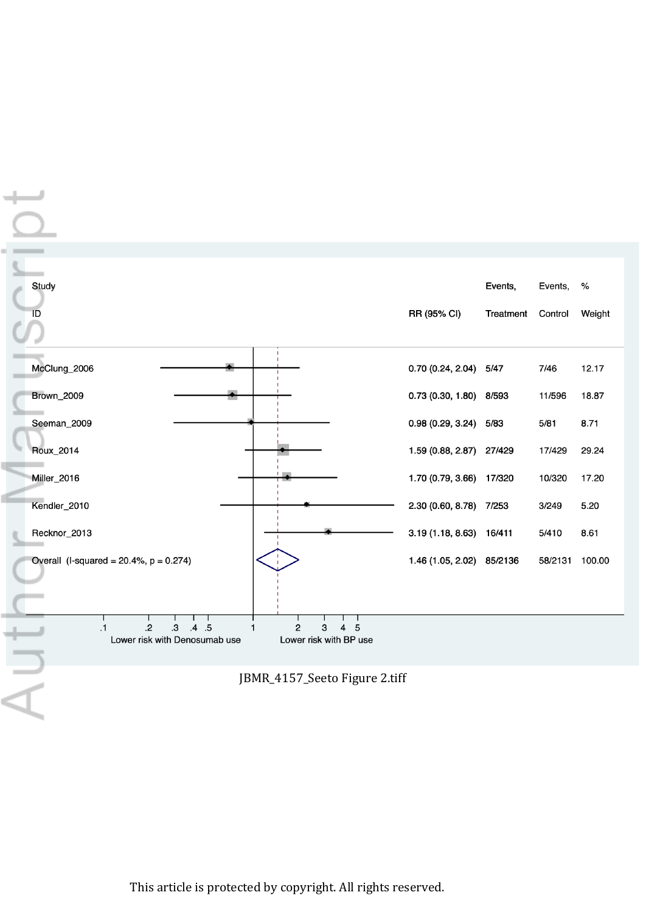Study ID

RR (95% CI)

Events, Treatment

Events, Control

% Weight

McClung_2006 0.70 (0.24, 2.04) 5/47 7/46 12.17

Brown_2009 0.73 (0.30, 1.80) 8/593 11/596 18.87

Seeman_2009 0.98 (0.29, 3.24) 5/83 5/81 8.71

Roux_2014 1.59 (0.88, 2.87) 27/429 17/429 29.24

Miller_2016 1.70 (0.79, 3.66) 17/320 10/320 17.20

Kendler_2010 2.30 (0.60, 8.78) 7/253 3/249 5.20

Recknor_2013 3.19 (1.18, 8.63) 16/411 5/410 8.61

Overall (I-squared = 20.4%, p = 0.274) 1.46 (1.05, 2.02) 85/2136 58/2131 100.00

.1 .2 .3 .4 .5 1 2 3 4 5

Lower risk with Denosumab use

Lower risk with BP use

JBMR_4157_Seeto Figure 2.tiff